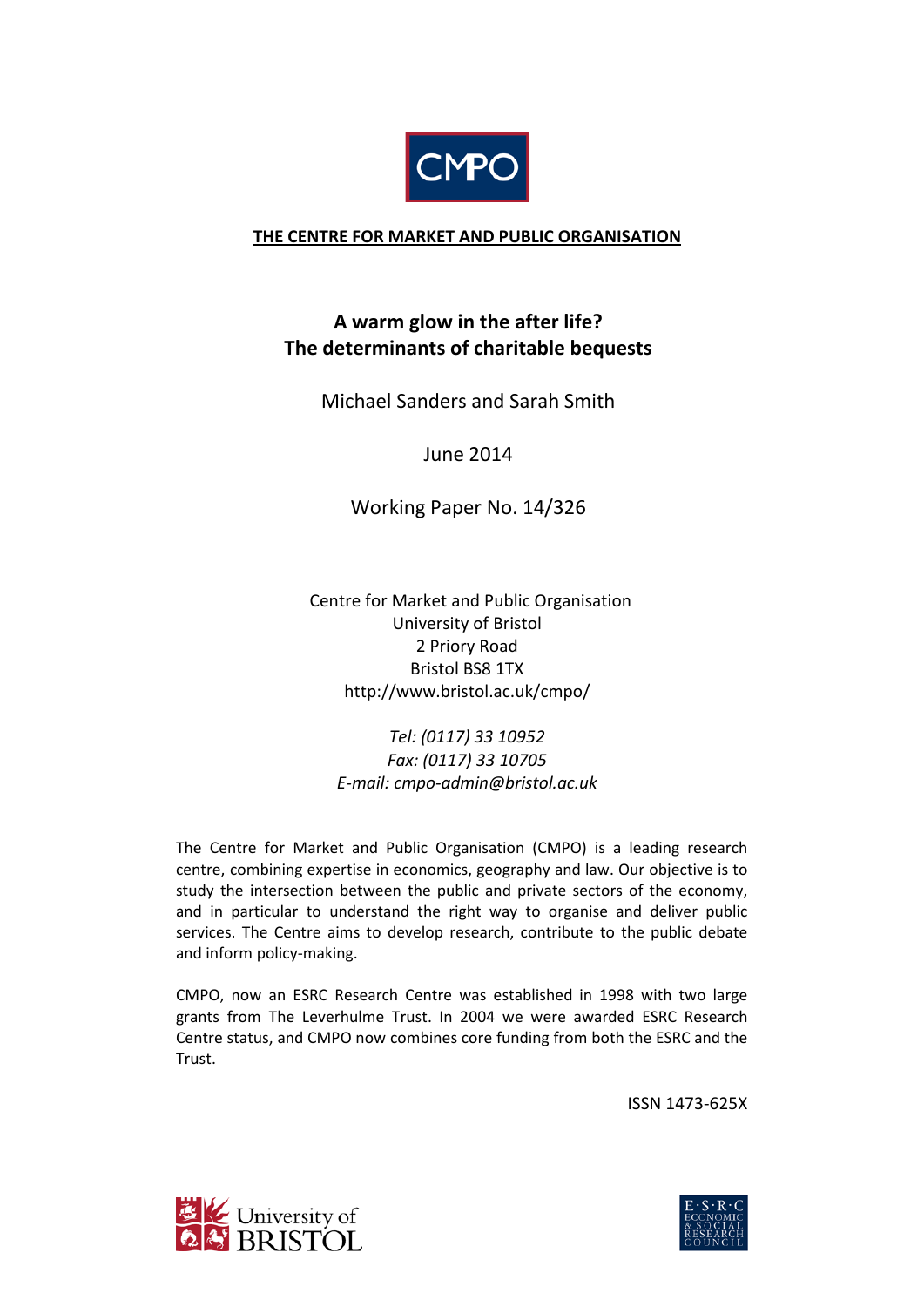CMPO

**THE CENTRE FOR MARKET AND PUBLIC ORGANISATION**

# A warm glow in the after life? The determinants of charitable bequests

Michael Sanders and Sarah Smith

June 2014

Working Paper No. 14/326

Centre for Market and Public Organisation
University of Bristol
2 Priory Road
Bristol BS8 1TX
http://www.bristol.ac.uk/cmpo/

*Tel: (0117) 33 10952*
*Fax: (0117) 33 10705*
*E-mail: cmpo-admin@bristol.ac.uk*

The Centre for Market and Public Organisation (CMPO) is a leading research centre, combining expertise in economics, geography and law. Our objective is to study the intersection between the public and private sectors of the economy, and in particular to understand the right way to organise and deliver public services. The Centre aims to develop research, contribute to the public debate and inform policy-making.

CMPO, now an ESRC Research Centre was established in 1998 with two large grants from The Leverhulme Trust. In 2004 we were awarded ESRC Research Centre status, and CMPO now combines core funding from both the ESRC and the Trust.

ISSN 1473-625X

University of BRISTOL

E·S·R·C ECONOMIC & SOCIAL RESEARCH COUNCIL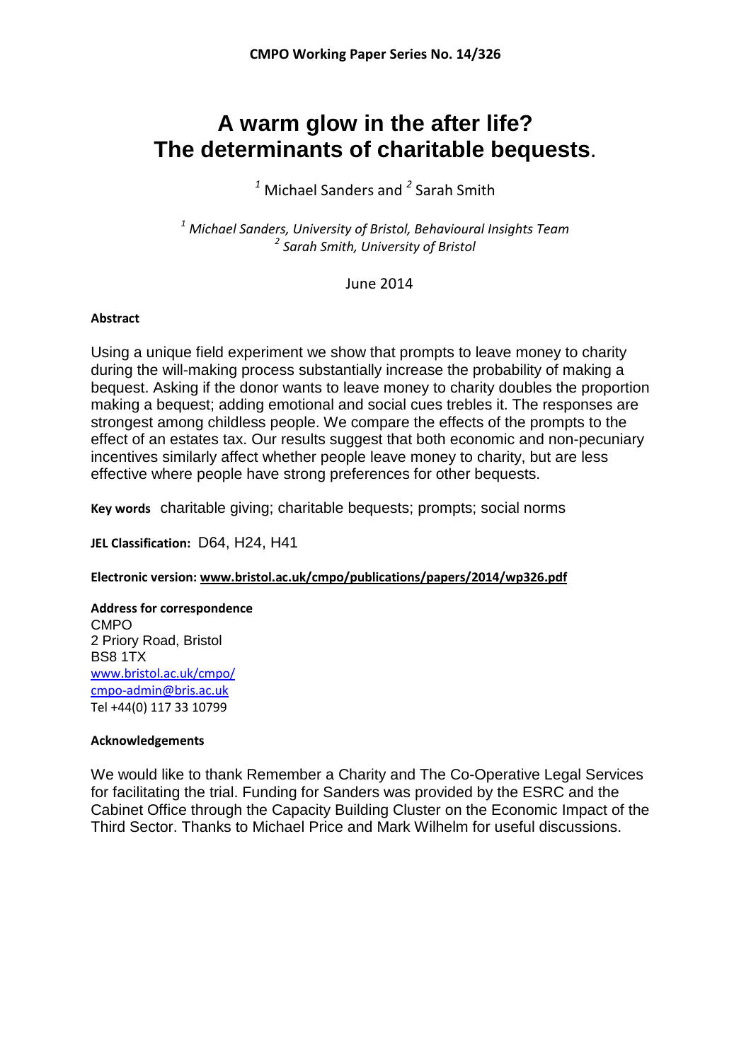**CMPO Working Paper Series No. 14/326**

# A warm glow in the after life? The determinants of charitable bequests.

[1] Michael Sanders and [2] Sarah Smith

*[1] Michael Sanders, University of Bristol, Behavioural Insights Team*
*[2] Sarah Smith, University of Bristol*

June 2014

**Abstract**

Using a unique field experiment we show that prompts to leave money to charity during the will-making process substantially increase the probability of making a bequest. Asking if the donor wants to leave money to charity doubles the proportion making a bequest; adding emotional and social cues trebles it. The responses are strongest among childless people. We compare the effects of the prompts to the effect of an estates tax. Our results suggest that both economic and non-pecuniary incentives similarly affect whether people leave money to charity, but are less effective where people have strong preferences for other bequests.

**Key words** charitable giving; charitable bequests; prompts; social norms

**JEL Classification:** D64, H24, H41

**Electronic version: www.bristol.ac.uk/cmpo/publications/papers/2014/wp326.pdf**

**Address for correspondence**
CMPO
2 Priory Road, Bristol
BS8 1TX
www.bristol.ac.uk/cmpo/
cmpo-admin@bris.ac.uk
Tel +44(0) 117 33 10799

**Acknowledgements**

We would like to thank Remember a Charity and The Co-Operative Legal Services for facilitating the trial. Funding for Sanders was provided by the ESRC and the Cabinet Office through the Capacity Building Cluster on the Economic Impact of the Third Sector. Thanks to Michael Price and Mark Wilhelm for useful discussions.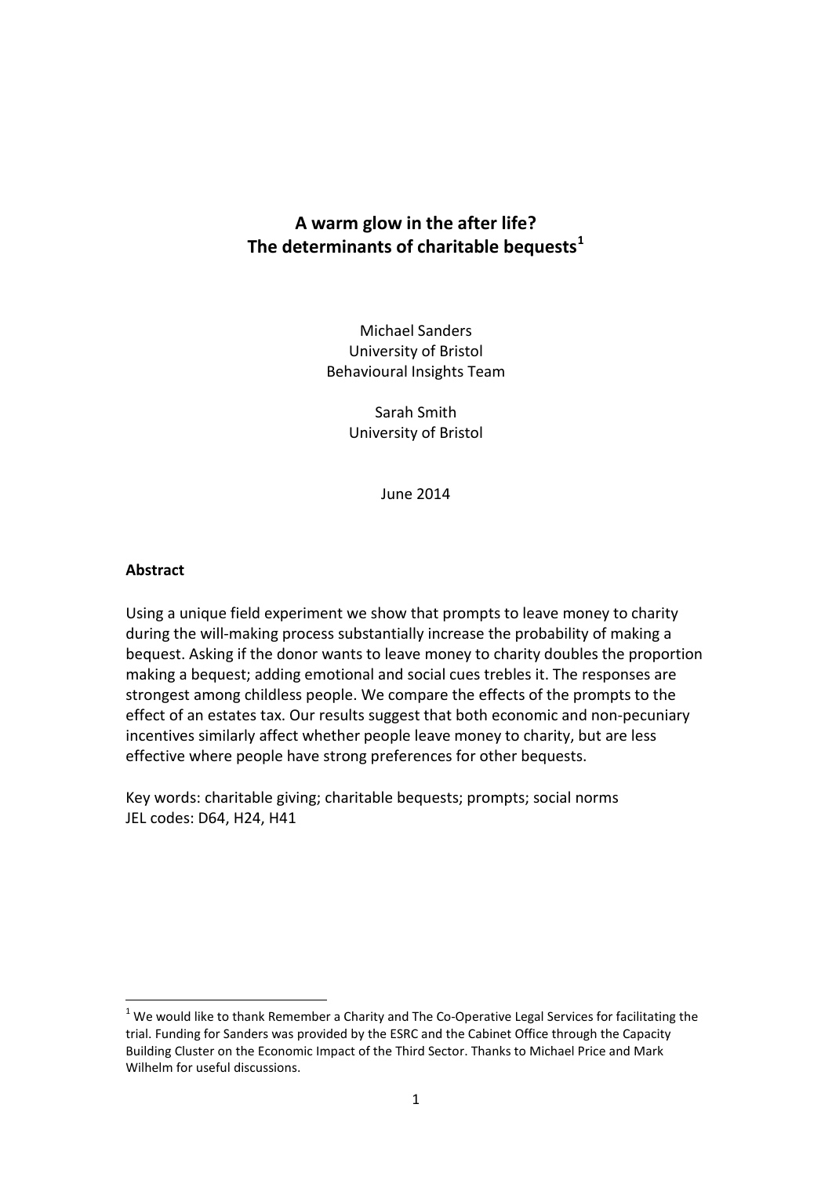# A warm glow in the after life?
# The determinants of charitable bequests[1]

Michael Sanders
University of Bristol
Behavioural Insights Team

Sarah Smith
University of Bristol

June 2014

**Abstract**

Using a unique field experiment we show that prompts to leave money to charity during the will-making process substantially increase the probability of making a bequest. Asking if the donor wants to leave money to charity doubles the proportion making a bequest; adding emotional and social cues trebles it. The responses are strongest among childless people. We compare the effects of the prompts to the effect of an estates tax. Our results suggest that both economic and non-pecuniary incentives similarly affect whether people leave money to charity, but are less effective where people have strong preferences for other bequests.

Key words: charitable giving; charitable bequests; prompts; social norms
JEL codes: D64, H24, H41

---

[1] We would like to thank Remember a Charity and The Co-Operative Legal Services for facilitating the trial. Funding for Sanders was provided by the ESRC and the Cabinet Office through the Capacity Building Cluster on the Economic Impact of the Third Sector. Thanks to Michael Price and Mark Wilhelm for useful discussions.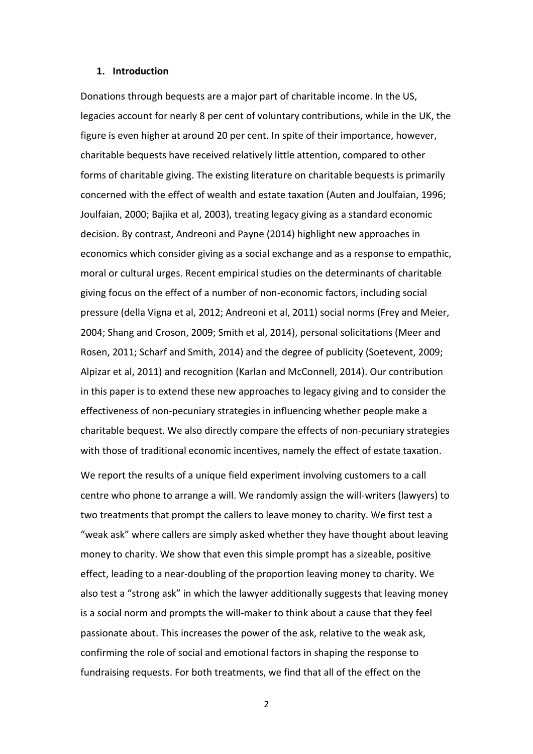## 1. Introduction

Donations through bequests are a major part of charitable income. In the US, legacies account for nearly 8 per cent of voluntary contributions, while in the UK, the figure is even higher at around 20 per cent. In spite of their importance, however, charitable bequests have received relatively little attention, compared to other forms of charitable giving. The existing literature on charitable bequests is primarily concerned with the effect of wealth and estate taxation (Auten and Joulfaian, 1996; Joulfaian, 2000; Bajika et al, 2003), treating legacy giving as a standard economic decision. By contrast, Andreoni and Payne (2014) highlight new approaches in economics which consider giving as a social exchange and as a response to empathic, moral or cultural urges. Recent empirical studies on the determinants of charitable giving focus on the effect of a number of non-economic factors, including social pressure (della Vigna et al, 2012; Andreoni et al, 2011) social norms (Frey and Meier, 2004; Shang and Croson, 2009; Smith et al, 2014), personal solicitations (Meer and Rosen, 2011; Scharf and Smith, 2014) and the degree of publicity (Soetevent, 2009; Alpizar et al, 2011) and recognition (Karlan and McConnell, 2014). Our contribution in this paper is to extend these new approaches to legacy giving and to consider the effectiveness of non-pecuniary strategies in influencing whether people make a charitable bequest. We also directly compare the effects of non-pecuniary strategies with those of traditional economic incentives, namely the effect of estate taxation.

We report the results of a unique field experiment involving customers to a call centre who phone to arrange a will. We randomly assign the will-writers (lawyers) to two treatments that prompt the callers to leave money to charity. We first test a "weak ask" where callers are simply asked whether they have thought about leaving money to charity. We show that even this simple prompt has a sizeable, positive effect, leading to a near-doubling of the proportion leaving money to charity. We also test a "strong ask" in which the lawyer additionally suggests that leaving money is a social norm and prompts the will-maker to think about a cause that they feel passionate about. This increases the power of the ask, relative to the weak ask, confirming the role of social and emotional factors in shaping the response to fundraising requests. For both treatments, we find that all of the effect on the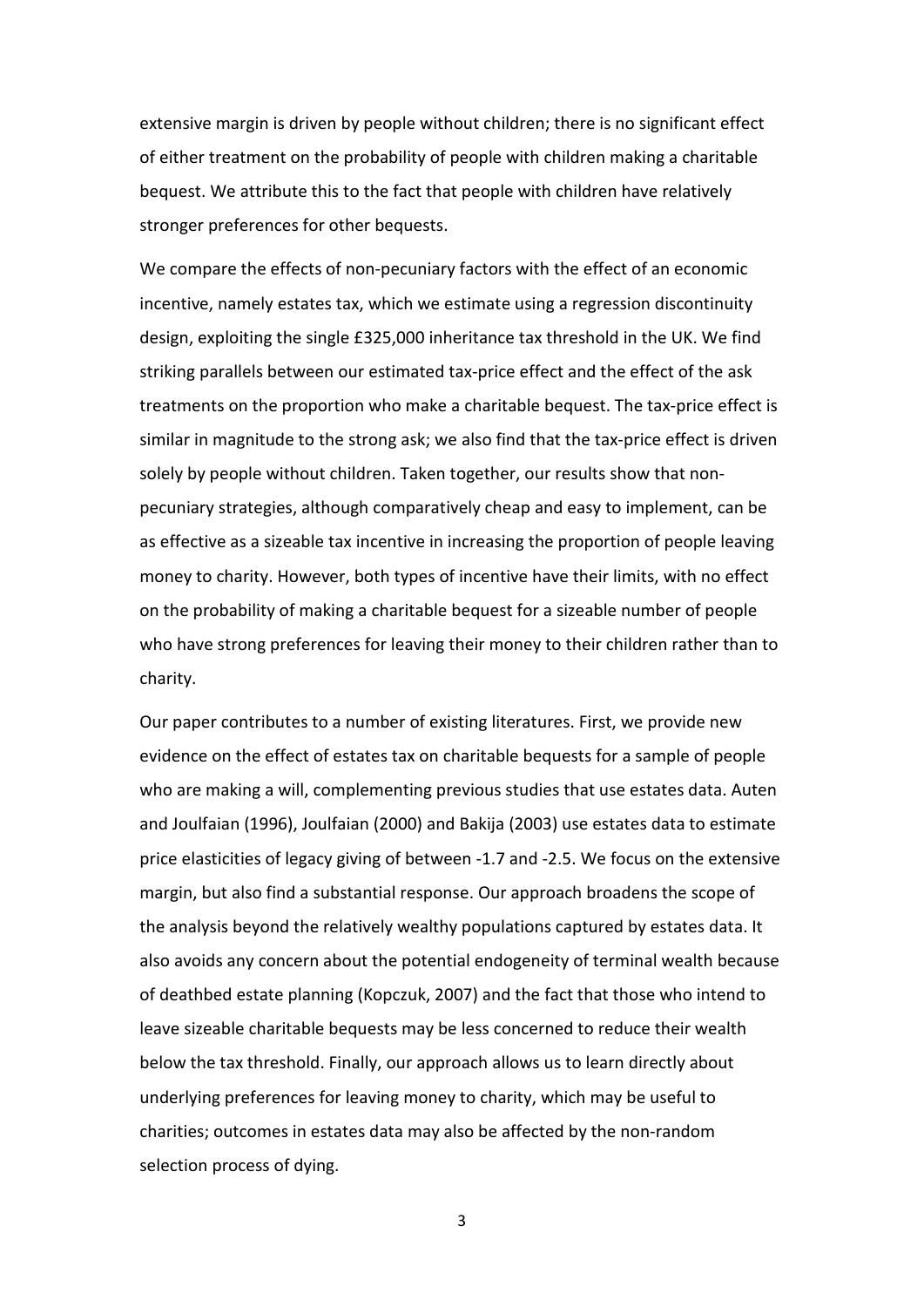extensive margin is driven by people without children; there is no significant effect of either treatment on the probability of people with children making a charitable bequest. We attribute this to the fact that people with children have relatively stronger preferences for other bequests.

We compare the effects of non-pecuniary factors with the effect of an economic incentive, namely estates tax, which we estimate using a regression discontinuity design, exploiting the single £325,000 inheritance tax threshold in the UK. We find striking parallels between our estimated tax-price effect and the effect of the ask treatments on the proportion who make a charitable bequest. The tax-price effect is similar in magnitude to the strong ask; we also find that the tax-price effect is driven solely by people without children. Taken together, our results show that non-pecuniary strategies, although comparatively cheap and easy to implement, can be as effective as a sizeable tax incentive in increasing the proportion of people leaving money to charity. However, both types of incentive have their limits, with no effect on the probability of making a charitable bequest for a sizeable number of people who have strong preferences for leaving their money to their children rather than to charity.

Our paper contributes to a number of existing literatures. First, we provide new evidence on the effect of estates tax on charitable bequests for a sample of people who are making a will, complementing previous studies that use estates data. Auten and Joulfaian (1996), Joulfaian (2000) and Bakija (2003) use estates data to estimate price elasticities of legacy giving of between -1.7 and -2.5. We focus on the extensive margin, but also find a substantial response. Our approach broadens the scope of the analysis beyond the relatively wealthy populations captured by estates data. It also avoids any concern about the potential endogeneity of terminal wealth because of deathbed estate planning (Kopczuk, 2007) and the fact that those who intend to leave sizeable charitable bequests may be less concerned to reduce their wealth below the tax threshold. Finally, our approach allows us to learn directly about underlying preferences for leaving money to charity, which may be useful to charities; outcomes in estates data may also be affected by the non-random selection process of dying.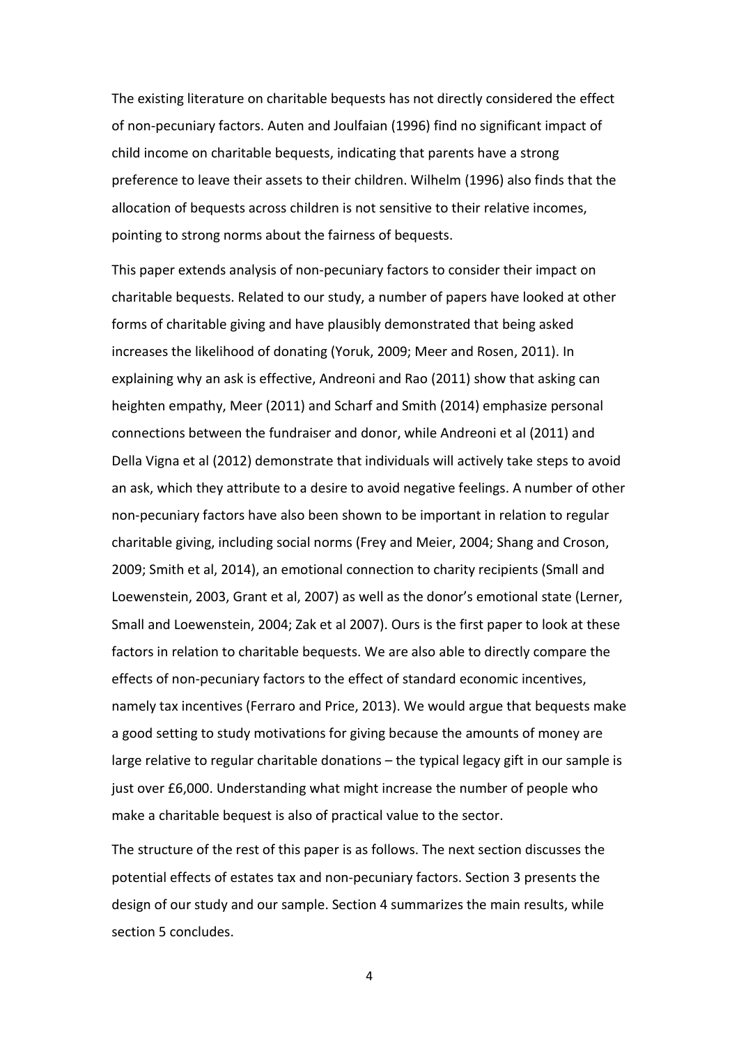The existing literature on charitable bequests has not directly considered the effect of non-pecuniary factors. Auten and Joulfaian (1996) find no significant impact of child income on charitable bequests, indicating that parents have a strong preference to leave their assets to their children. Wilhelm (1996) also finds that the allocation of bequests across children is not sensitive to their relative incomes, pointing to strong norms about the fairness of bequests.

This paper extends analysis of non-pecuniary factors to consider their impact on charitable bequests. Related to our study, a number of papers have looked at other forms of charitable giving and have plausibly demonstrated that being asked increases the likelihood of donating (Yoruk, 2009; Meer and Rosen, 2011). In explaining why an ask is effective, Andreoni and Rao (2011) show that asking can heighten empathy, Meer (2011) and Scharf and Smith (2014) emphasize personal connections between the fundraiser and donor, while Andreoni et al (2011) and Della Vigna et al (2012) demonstrate that individuals will actively take steps to avoid an ask, which they attribute to a desire to avoid negative feelings. A number of other non-pecuniary factors have also been shown to be important in relation to regular charitable giving, including social norms (Frey and Meier, 2004; Shang and Croson, 2009; Smith et al, 2014), an emotional connection to charity recipients (Small and Loewenstein, 2003, Grant et al, 2007) as well as the donor's emotional state (Lerner, Small and Loewenstein, 2004; Zak et al 2007). Ours is the first paper to look at these factors in relation to charitable bequests. We are also able to directly compare the effects of non-pecuniary factors to the effect of standard economic incentives, namely tax incentives (Ferraro and Price, 2013). We would argue that bequests make a good setting to study motivations for giving because the amounts of money are large relative to regular charitable donations – the typical legacy gift in our sample is just over £6,000. Understanding what might increase the number of people who make a charitable bequest is also of practical value to the sector.

The structure of the rest of this paper is as follows. The next section discusses the potential effects of estates tax and non-pecuniary factors. Section 3 presents the design of our study and our sample. Section 4 summarizes the main results, while section 5 concludes.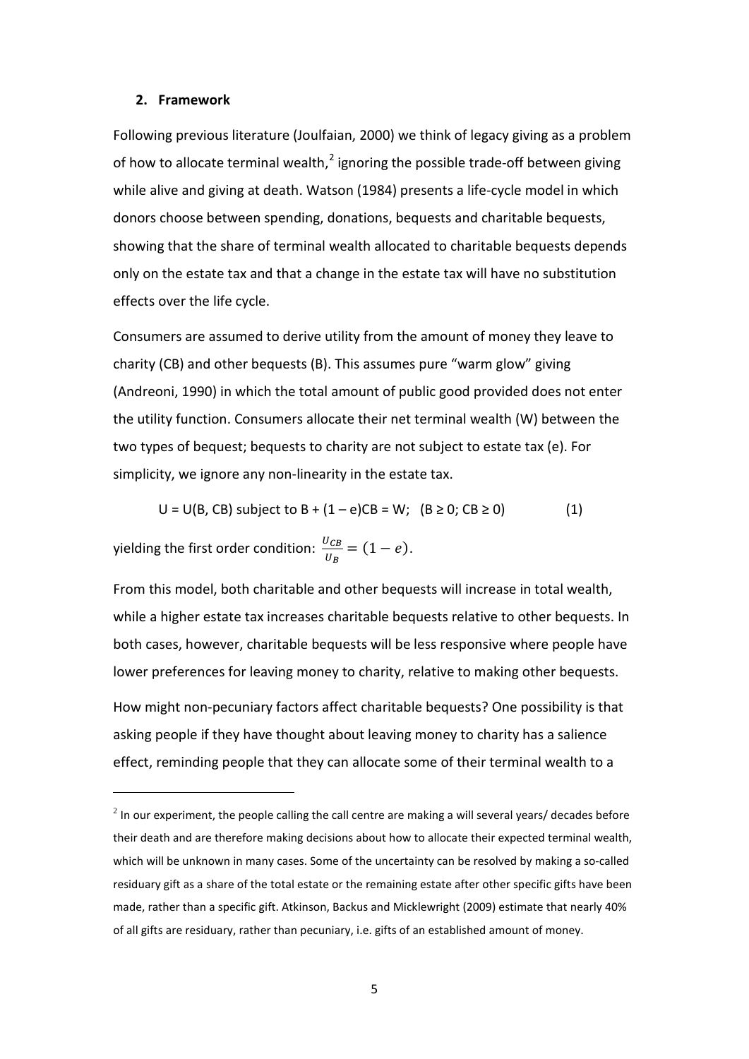## 2. Framework

Following previous literature (Joulfaian, 2000) we think of legacy giving as a problem of how to allocate terminal wealth,[2] ignoring the possible trade-off between giving while alive and giving at death. Watson (1984) presents a life-cycle model in which donors choose between spending, donations, bequests and charitable bequests, showing that the share of terminal wealth allocated to charitable bequests depends only on the estate tax and that a change in the estate tax will have no substitution effects over the life cycle.

Consumers are assumed to derive utility from the amount of money they leave to charity (CB) and other bequests (B). This assumes pure "warm glow" giving (Andreoni, 1990) in which the total amount of public good provided does not enter the utility function. Consumers allocate their net terminal wealth (W) between the two types of bequest; bequests to charity are not subject to estate tax (e). For simplicity, we ignore any non-linearity in the estate tax.

$$U = U(B, CB) \text{ subject to } B + (1 - e)CB = W; \quad (B \geq 0; CB \geq 0) \qquad (1)$$

yielding the first order condition: $\frac{U_{CB}}{U_B} = (1 - e)$.

From this model, both charitable and other bequests will increase in total wealth, while a higher estate tax increases charitable bequests relative to other bequests. In both cases, however, charitable bequests will be less responsive where people have lower preferences for leaving money to charity, relative to making other bequests.

How might non-pecuniary factors affect charitable bequests? One possibility is that asking people if they have thought about leaving money to charity has a salience effect, reminding people that they can allocate some of their terminal wealth to a

[2] In our experiment, the people calling the call centre are making a will several years/ decades before their death and are therefore making decisions about how to allocate their expected terminal wealth, which will be unknown in many cases. Some of the uncertainty can be resolved by making a so-called residuary gift as a share of the total estate or the remaining estate after other specific gifts have been made, rather than a specific gift. Atkinson, Backus and Micklewright (2009) estimate that nearly 40% of all gifts are residuary, rather than pecuniary, i.e. gifts of an established amount of money.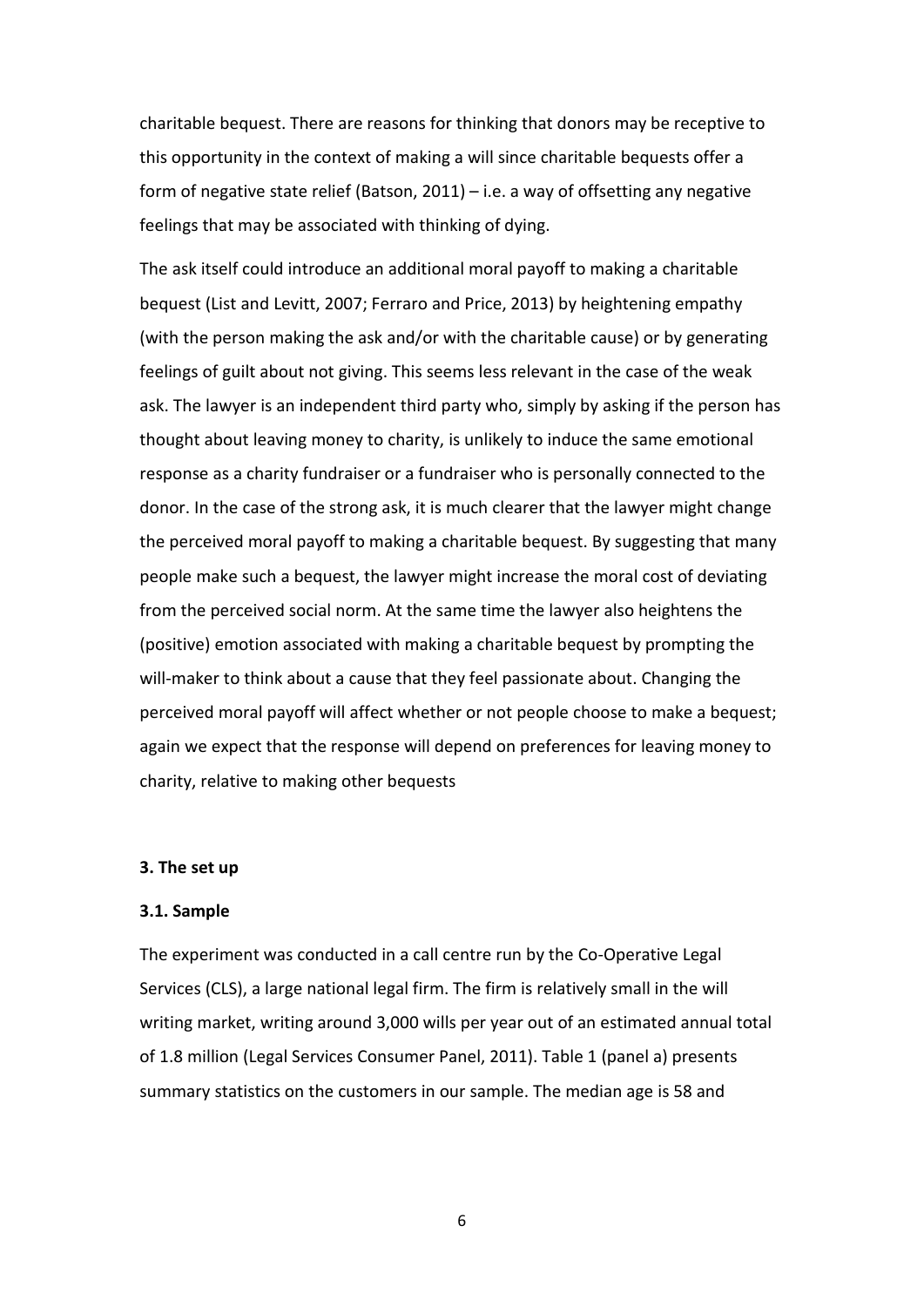charitable bequest. There are reasons for thinking that donors may be receptive to this opportunity in the context of making a will since charitable bequests offer a form of negative state relief (Batson, 2011) – i.e. a way of offsetting any negative feelings that may be associated with thinking of dying.

The ask itself could introduce an additional moral payoff to making a charitable bequest (List and Levitt, 2007; Ferraro and Price, 2013) by heightening empathy (with the person making the ask and/or with the charitable cause) or by generating feelings of guilt about not giving. This seems less relevant in the case of the weak ask. The lawyer is an independent third party who, simply by asking if the person has thought about leaving money to charity, is unlikely to induce the same emotional response as a charity fundraiser or a fundraiser who is personally connected to the donor. In the case of the strong ask, it is much clearer that the lawyer might change the perceived moral payoff to making a charitable bequest. By suggesting that many people make such a bequest, the lawyer might increase the moral cost of deviating from the perceived social norm. At the same time the lawyer also heightens the (positive) emotion associated with making a charitable bequest by prompting the will-maker to think about a cause that they feel passionate about. Changing the perceived moral payoff will affect whether or not people choose to make a bequest; again we expect that the response will depend on preferences for leaving money to charity, relative to making other bequests

### 3. The set up

#### 3.1. Sample

The experiment was conducted in a call centre run by the Co-Operative Legal Services (CLS), a large national legal firm. The firm is relatively small in the will writing market, writing around 3,000 wills per year out of an estimated annual total of 1.8 million (Legal Services Consumer Panel, 2011). Table 1 (panel a) presents summary statistics on the customers in our sample. The median age is 58 and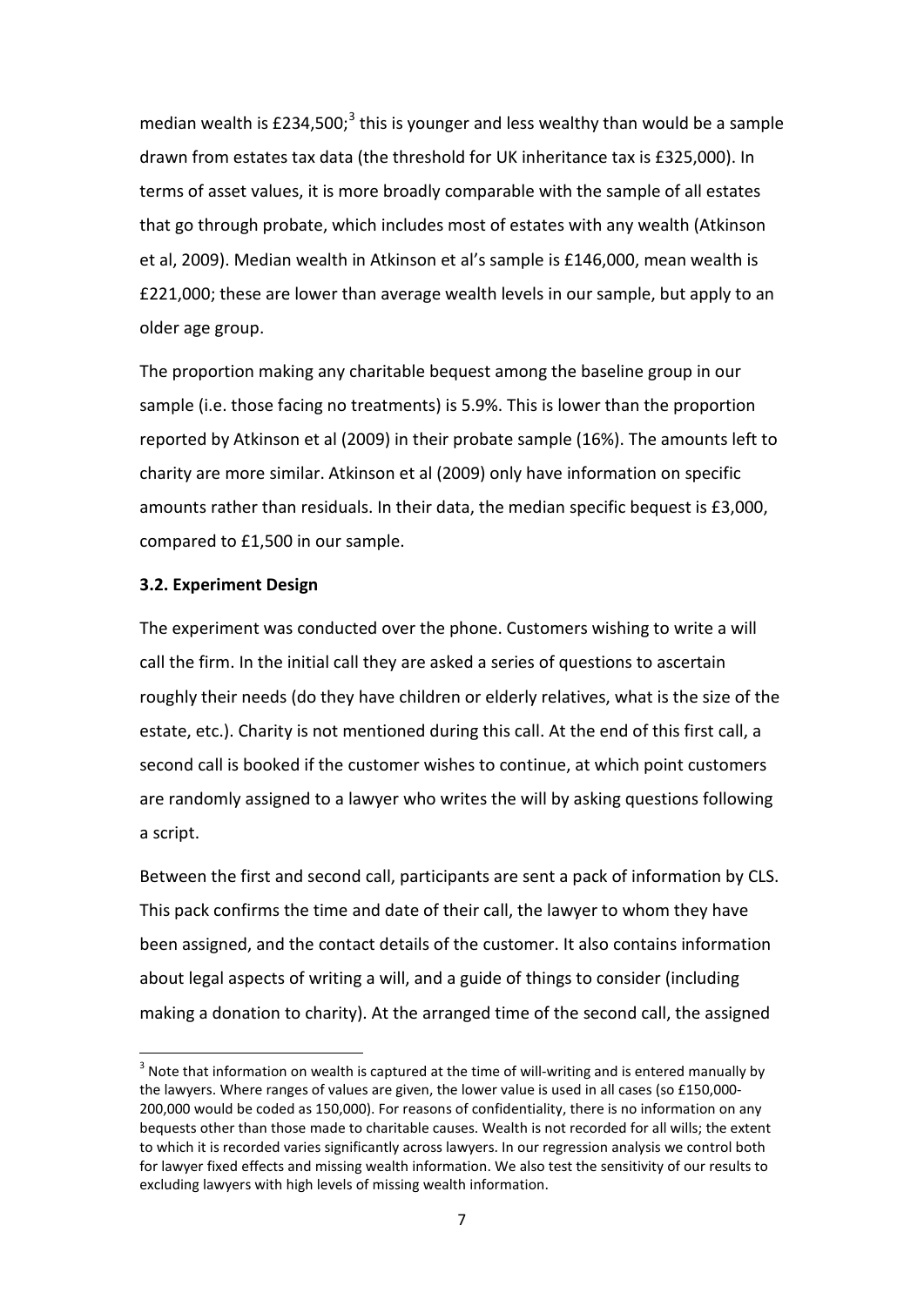median wealth is £234,500;[3] this is younger and less wealthy than would be a sample drawn from estates tax data (the threshold for UK inheritance tax is £325,000). In terms of asset values, it is more broadly comparable with the sample of all estates that go through probate, which includes most of estates with any wealth (Atkinson et al, 2009). Median wealth in Atkinson et al's sample is £146,000, mean wealth is £221,000; these are lower than average wealth levels in our sample, but apply to an older age group.

The proportion making any charitable bequest among the baseline group in our sample (i.e. those facing no treatments) is 5.9%. This is lower than the proportion reported by Atkinson et al (2009) in their probate sample (16%). The amounts left to charity are more similar. Atkinson et al (2009) only have information on specific amounts rather than residuals. In their data, the median specific bequest is £3,000, compared to £1,500 in our sample.

### 3.2. Experiment Design

The experiment was conducted over the phone. Customers wishing to write a will call the firm. In the initial call they are asked a series of questions to ascertain roughly their needs (do they have children or elderly relatives, what is the size of the estate, etc.). Charity is not mentioned during this call. At the end of this first call, a second call is booked if the customer wishes to continue, at which point customers are randomly assigned to a lawyer who writes the will by asking questions following a script.

Between the first and second call, participants are sent a pack of information by CLS. This pack confirms the time and date of their call, the lawyer to whom they have been assigned, and the contact details of the customer. It also contains information about legal aspects of writing a will, and a guide of things to consider (including making a donation to charity). At the arranged time of the second call, the assigned

[3] Note that information on wealth is captured at the time of will-writing and is entered manually by the lawyers. Where ranges of values are given, the lower value is used in all cases (so £150,000-200,000 would be coded as 150,000). For reasons of confidentiality, there is no information on any bequests other than those made to charitable causes. Wealth is not recorded for all wills; the extent to which it is recorded varies significantly across lawyers. In our regression analysis we control both for lawyer fixed effects and missing wealth information. We also test the sensitivity of our results to excluding lawyers with high levels of missing wealth information.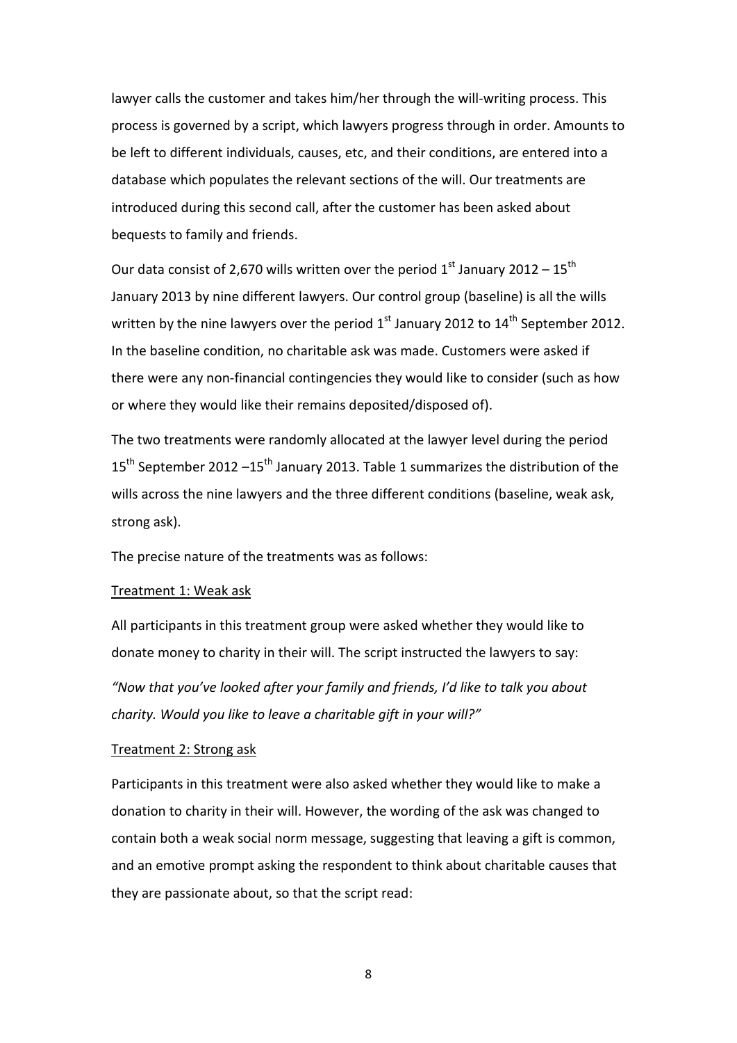lawyer calls the customer and takes him/her through the will-writing process. This process is governed by a script, which lawyers progress through in order. Amounts to be left to different individuals, causes, etc, and their conditions, are entered into a database which populates the relevant sections of the will. Our treatments are introduced during this second call, after the customer has been asked about bequests to family and friends.

Our data consist of 2,670 wills written over the period 1st January 2012 – 15th January 2013 by nine different lawyers. Our control group (baseline) is all the wills written by the nine lawyers over the period 1st January 2012 to 14th September 2012. In the baseline condition, no charitable ask was made. Customers were asked if there were any non-financial contingencies they would like to consider (such as how or where they would like their remains deposited/disposed of).

The two treatments were randomly allocated at the lawyer level during the period 15th September 2012 –15th January 2013. Table 1 summarizes the distribution of the wills across the nine lawyers and the three different conditions (baseline, weak ask, strong ask).

The precise nature of the treatments was as follows:

<u>Treatment 1: Weak ask</u>

All participants in this treatment group were asked whether they would like to donate money to charity in their will. The script instructed the lawyers to say:

*"Now that you've looked after your family and friends, I'd like to talk you about charity. Would you like to leave a charitable gift in your will?"*

<u>Treatment 2: Strong ask</u>

Participants in this treatment were also asked whether they would like to make a donation to charity in their will. However, the wording of the ask was changed to contain both a weak social norm message, suggesting that leaving a gift is common, and an emotive prompt asking the respondent to think about charitable causes that they are passionate about, so that the script read: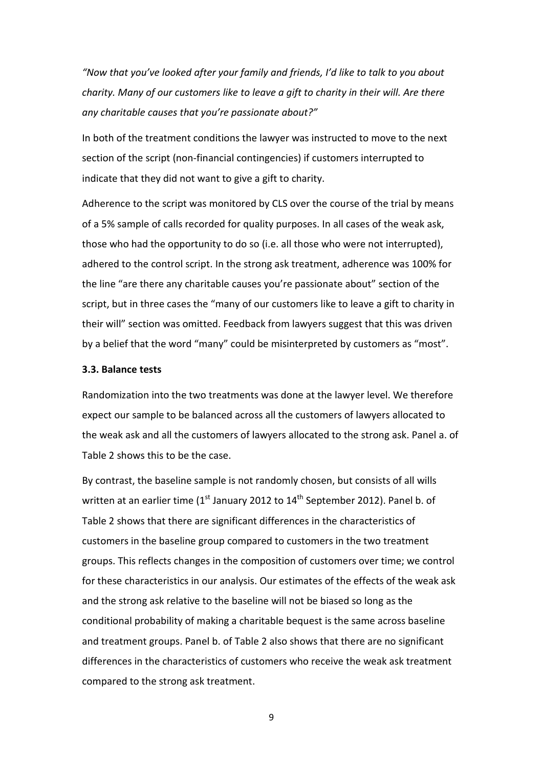*"Now that you've looked after your family and friends, I'd like to talk to you about charity. Many of our customers like to leave a gift to charity in their will. Are there any charitable causes that you're passionate about?"*

In both of the treatment conditions the lawyer was instructed to move to the next section of the script (non-financial contingencies) if customers interrupted to indicate that they did not want to give a gift to charity.

Adherence to the script was monitored by CLS over the course of the trial by means of a 5% sample of calls recorded for quality purposes. In all cases of the weak ask, those who had the opportunity to do so (i.e. all those who were not interrupted), adhered to the control script. In the strong ask treatment, adherence was 100% for the line "are there any charitable causes you're passionate about" section of the script, but in three cases the "many of our customers like to leave a gift to charity in their will" section was omitted. Feedback from lawyers suggest that this was driven by a belief that the word "many" could be misinterpreted by customers as "most".

### 3.3. Balance tests

Randomization into the two treatments was done at the lawyer level. We therefore expect our sample to be balanced across all the customers of lawyers allocated to the weak ask and all the customers of lawyers allocated to the strong ask. Panel a. of Table 2 shows this to be the case.

By contrast, the baseline sample is not randomly chosen, but consists of all wills written at an earlier time (1st January 2012 to 14th September 2012). Panel b. of Table 2 shows that there are significant differences in the characteristics of customers in the baseline group compared to customers in the two treatment groups. This reflects changes in the composition of customers over time; we control for these characteristics in our analysis. Our estimates of the effects of the weak ask and the strong ask relative to the baseline will not be biased so long as the conditional probability of making a charitable bequest is the same across baseline and treatment groups. Panel b. of Table 2 also shows that there are no significant differences in the characteristics of customers who receive the weak ask treatment compared to the strong ask treatment.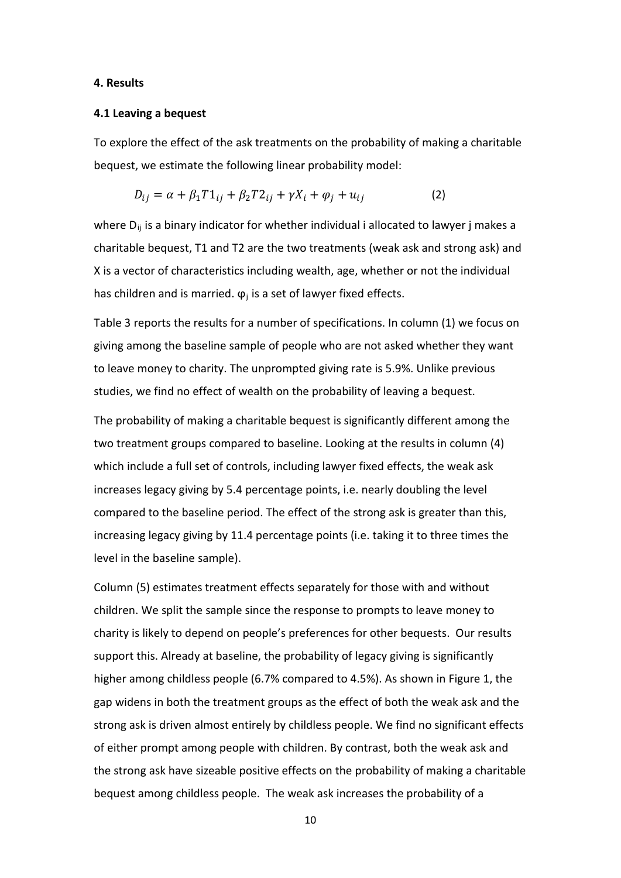## 4. Results

### 4.1 Leaving a bequest

To explore the effect of the ask treatments on the probability of making a charitable bequest, we estimate the following linear probability model:

$$D_{ij} = \alpha + \beta_1 T1_{ij} + \beta_2 T2_{ij} + \gamma X_i + \varphi_j + u_{ij} \qquad (2)$$

where $D_{ij}$ is a binary indicator for whether individual i allocated to lawyer j makes a charitable bequest, T1 and T2 are the two treatments (weak ask and strong ask) and X is a vector of characteristics including wealth, age, whether or not the individual has children and is married. $\varphi_j$ is a set of lawyer fixed effects.

Table 3 reports the results for a number of specifications. In column (1) we focus on giving among the baseline sample of people who are not asked whether they want to leave money to charity. The unprompted giving rate is 5.9%. Unlike previous studies, we find no effect of wealth on the probability of leaving a bequest.

The probability of making a charitable bequest is significantly different among the two treatment groups compared to baseline. Looking at the results in column (4) which include a full set of controls, including lawyer fixed effects, the weak ask increases legacy giving by 5.4 percentage points, i.e. nearly doubling the level compared to the baseline period. The effect of the strong ask is greater than this, increasing legacy giving by 11.4 percentage points (i.e. taking it to three times the level in the baseline sample).

Column (5) estimates treatment effects separately for those with and without children. We split the sample since the response to prompts to leave money to charity is likely to depend on people's preferences for other bequests. Our results support this. Already at baseline, the probability of legacy giving is significantly higher among childless people (6.7% compared to 4.5%). As shown in Figure 1, the gap widens in both the treatment groups as the effect of both the weak ask and the strong ask is driven almost entirely by childless people. We find no significant effects of either prompt among people with children. By contrast, both the weak ask and the strong ask have sizeable positive effects on the probability of making a charitable bequest among childless people. The weak ask increases the probability of a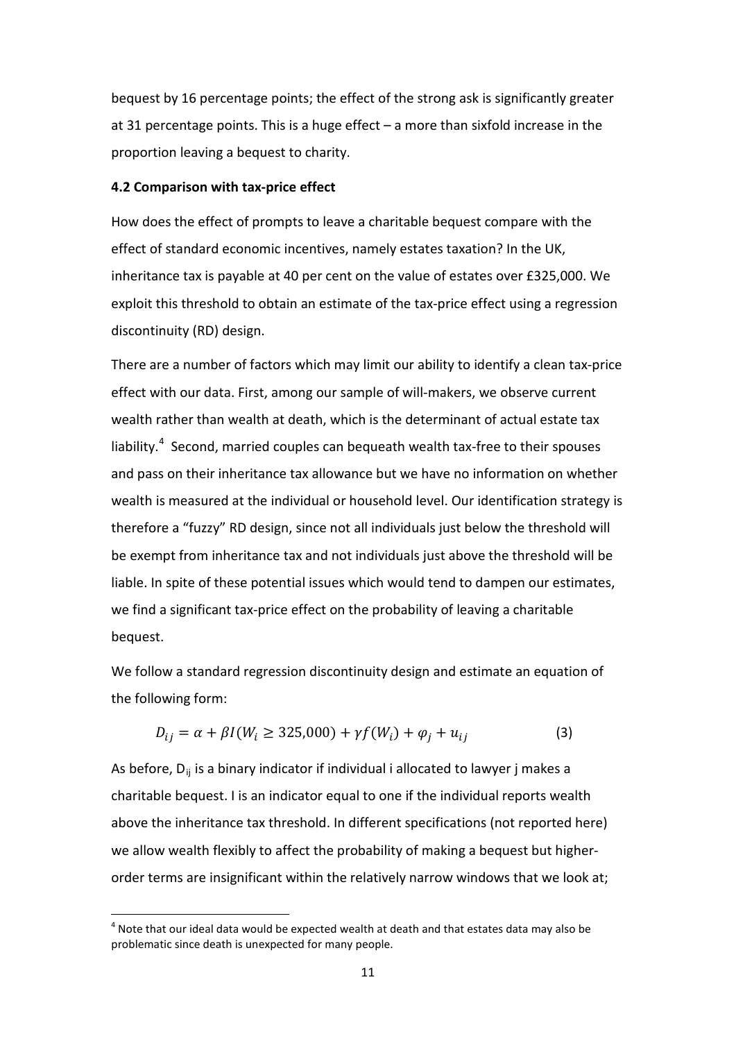bequest by 16 percentage points; the effect of the strong ask is significantly greater at 31 percentage points. This is a huge effect – a more than sixfold increase in the proportion leaving a bequest to charity.

#### 4.2 Comparison with tax-price effect

How does the effect of prompts to leave a charitable bequest compare with the effect of standard economic incentives, namely estates taxation? In the UK, inheritance tax is payable at 40 per cent on the value of estates over £325,000. We exploit this threshold to obtain an estimate of the tax-price effect using a regression discontinuity (RD) design.

There are a number of factors which may limit our ability to identify a clean tax-price effect with our data. First, among our sample of will-makers, we observe current wealth rather than wealth at death, which is the determinant of actual estate tax liability.[4] Second, married couples can bequeath wealth tax-free to their spouses and pass on their inheritance tax allowance but we have no information on whether wealth is measured at the individual or household level. Our identification strategy is therefore a "fuzzy" RD design, since not all individuals just below the threshold will be exempt from inheritance tax and not individuals just above the threshold will be liable. In spite of these potential issues which would tend to dampen our estimates, we find a significant tax-price effect on the probability of leaving a charitable bequest.

We follow a standard regression discontinuity design and estimate an equation of the following form:

$$D_{ij} = \alpha + \beta I(W_i \geq 325{,}000) + \gamma f(W_i) + \varphi_j + u_{ij} \qquad (3)$$

As before, $D_{ij}$ is a binary indicator if individual i allocated to lawyer j makes a charitable bequest. I is an indicator equal to one if the individual reports wealth above the inheritance tax threshold. In different specifications (not reported here) we allow wealth flexibly to affect the probability of making a bequest but higher-order terms are insignificant within the relatively narrow windows that we look at;

[4] Note that our ideal data would be expected wealth at death and that estates data may also be problematic since death is unexpected for many people.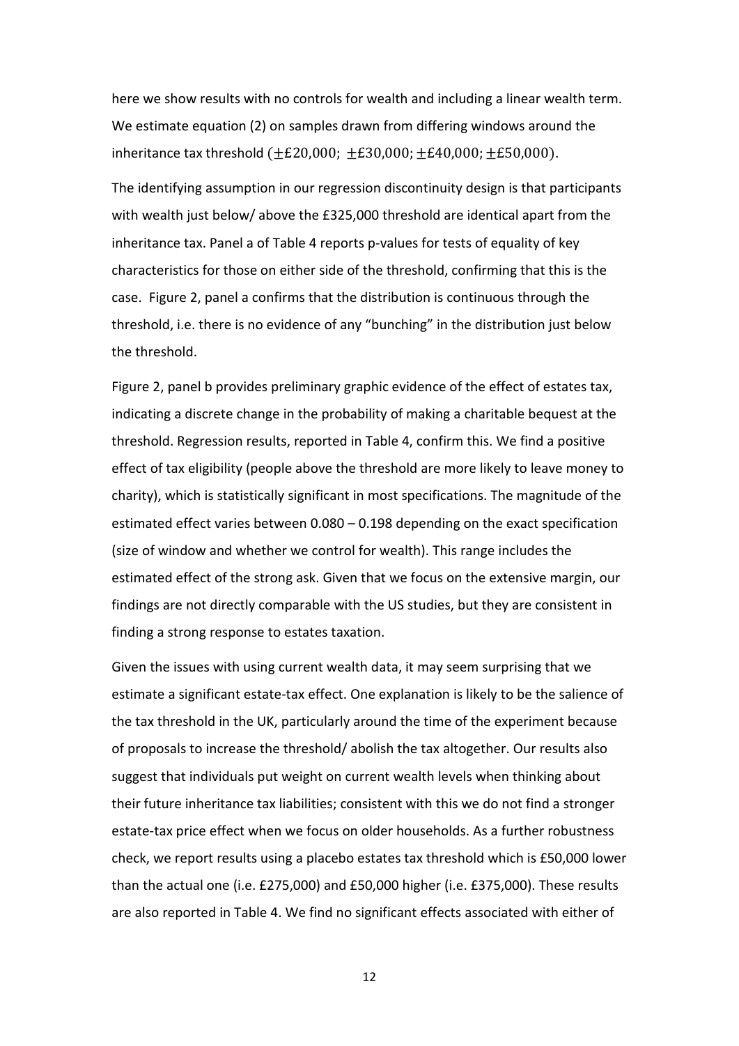here we show results with no controls for wealth and including a linear wealth term. We estimate equation (2) on samples drawn from differing windows around the inheritance tax threshold ($\pm£20{,}000;\ \pm£30{,}000; \pm£40{,}000; \pm£50{,}000$).

The identifying assumption in our regression discontinuity design is that participants with wealth just below/ above the £325,000 threshold are identical apart from the inheritance tax. Panel a of Table 4 reports p-values for tests of equality of key characteristics for those on either side of the threshold, confirming that this is the case. Figure 2, panel a confirms that the distribution is continuous through the threshold, i.e. there is no evidence of any "bunching" in the distribution just below the threshold.

Figure 2, panel b provides preliminary graphic evidence of the effect of estates tax, indicating a discrete change in the probability of making a charitable bequest at the threshold. Regression results, reported in Table 4, confirm this. We find a positive effect of tax eligibility (people above the threshold are more likely to leave money to charity), which is statistically significant in most specifications. The magnitude of the estimated effect varies between 0.080 – 0.198 depending on the exact specification (size of window and whether we control for wealth). This range includes the estimated effect of the strong ask. Given that we focus on the extensive margin, our findings are not directly comparable with the US studies, but they are consistent in finding a strong response to estates taxation.

Given the issues with using current wealth data, it may seem surprising that we estimate a significant estate-tax effect. One explanation is likely to be the salience of the tax threshold in the UK, particularly around the time of the experiment because of proposals to increase the threshold/ abolish the tax altogether. Our results also suggest that individuals put weight on current wealth levels when thinking about their future inheritance tax liabilities; consistent with this we do not find a stronger estate-tax price effect when we focus on older households. As a further robustness check, we report results using a placebo estates tax threshold which is £50,000 lower than the actual one (i.e. £275,000) and £50,000 higher (i.e. £375,000). These results are also reported in Table 4. We find no significant effects associated with either of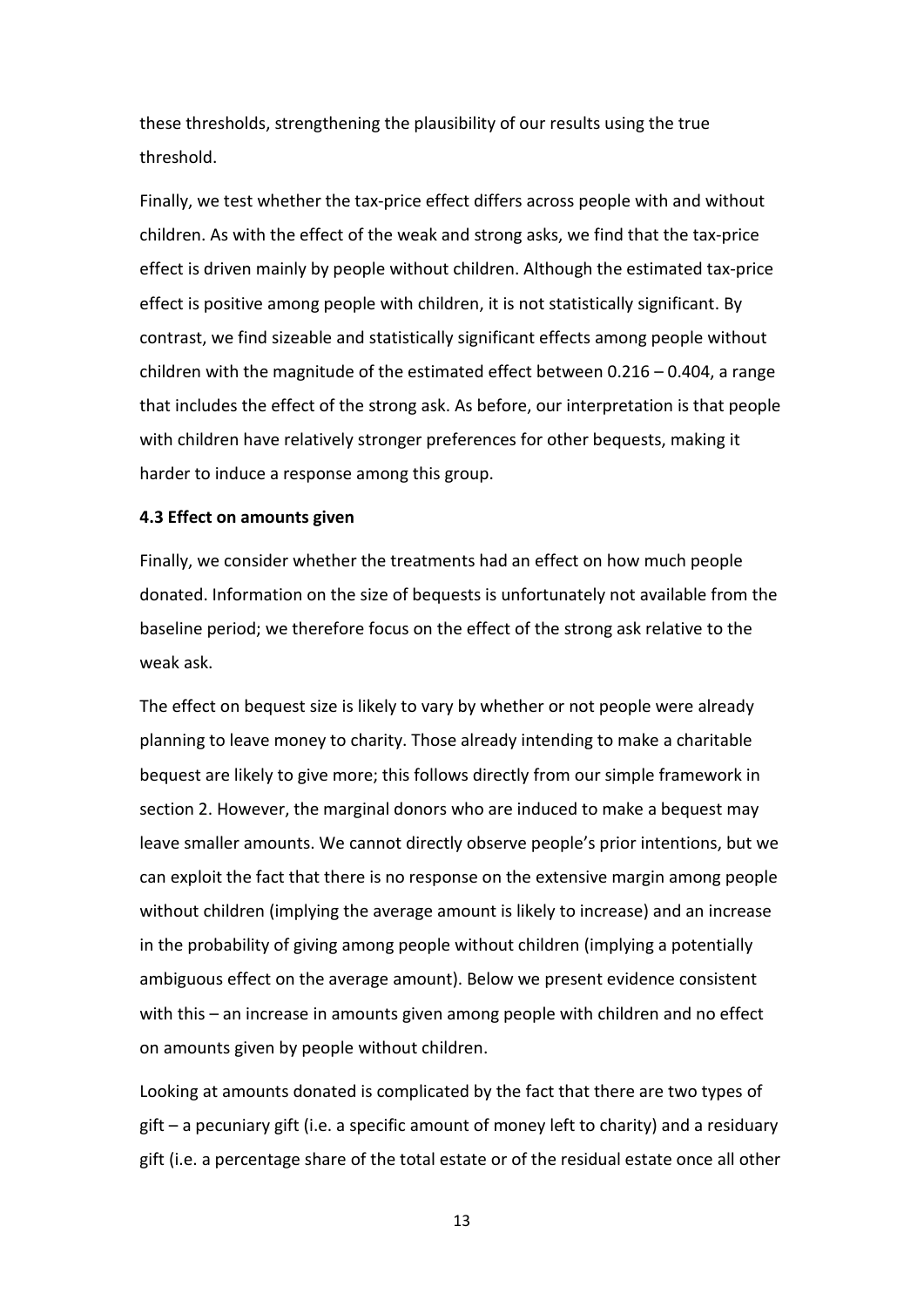these thresholds, strengthening the plausibility of our results using the true threshold.

Finally, we test whether the tax-price effect differs across people with and without children. As with the effect of the weak and strong asks, we find that the tax-price effect is driven mainly by people without children. Although the estimated tax-price effect is positive among people with children, it is not statistically significant. By contrast, we find sizeable and statistically significant effects among people without children with the magnitude of the estimated effect between 0.216 – 0.404, a range that includes the effect of the strong ask. As before, our interpretation is that people with children have relatively stronger preferences for other bequests, making it harder to induce a response among this group.

**4.3 Effect on amounts given**

Finally, we consider whether the treatments had an effect on how much people donated. Information on the size of bequests is unfortunately not available from the baseline period; we therefore focus on the effect of the strong ask relative to the weak ask.

The effect on bequest size is likely to vary by whether or not people were already planning to leave money to charity. Those already intending to make a charitable bequest are likely to give more; this follows directly from our simple framework in section 2. However, the marginal donors who are induced to make a bequest may leave smaller amounts. We cannot directly observe people's prior intentions, but we can exploit the fact that there is no response on the extensive margin among people without children (implying the average amount is likely to increase) and an increase in the probability of giving among people without children (implying a potentially ambiguous effect on the average amount). Below we present evidence consistent with this – an increase in amounts given among people with children and no effect on amounts given by people without children.

Looking at amounts donated is complicated by the fact that there are two types of gift – a pecuniary gift (i.e. a specific amount of money left to charity) and a residuary gift (i.e. a percentage share of the total estate or of the residual estate once all other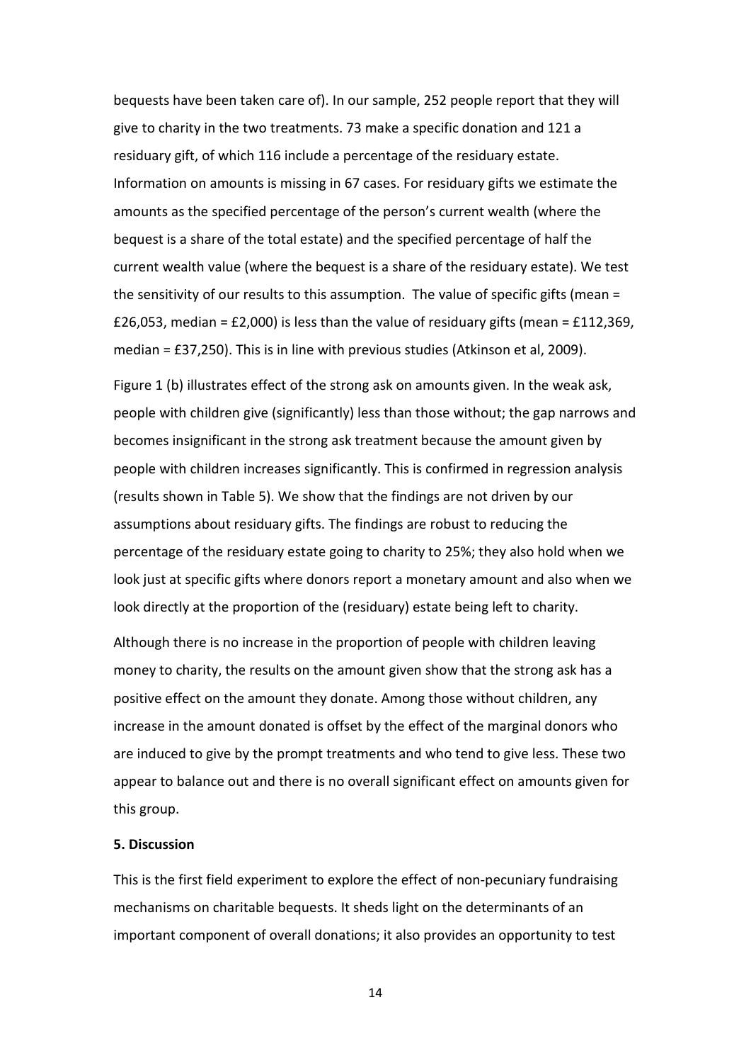bequests have been taken care of). In our sample, 252 people report that they will give to charity in the two treatments. 73 make a specific donation and 121 a residuary gift, of which 116 include a percentage of the residuary estate. Information on amounts is missing in 67 cases. For residuary gifts we estimate the amounts as the specified percentage of the person's current wealth (where the bequest is a share of the total estate) and the specified percentage of half the current wealth value (where the bequest is a share of the residuary estate). We test the sensitivity of our results to this assumption. The value of specific gifts (mean = £26,053, median = £2,000) is less than the value of residuary gifts (mean = £112,369, median = £37,250). This is in line with previous studies (Atkinson et al, 2009).

Figure 1 (b) illustrates effect of the strong ask on amounts given. In the weak ask, people with children give (significantly) less than those without; the gap narrows and becomes insignificant in the strong ask treatment because the amount given by people with children increases significantly. This is confirmed in regression analysis (results shown in Table 5). We show that the findings are not driven by our assumptions about residuary gifts. The findings are robust to reducing the percentage of the residuary estate going to charity to 25%; they also hold when we look just at specific gifts where donors report a monetary amount and also when we look directly at the proportion of the (residuary) estate being left to charity.

Although there is no increase in the proportion of people with children leaving money to charity, the results on the amount given show that the strong ask has a positive effect on the amount they donate. Among those without children, any increase in the amount donated is offset by the effect of the marginal donors who are induced to give by the prompt treatments and who tend to give less. These two appear to balance out and there is no overall significant effect on amounts given for this group.

## 5. Discussion

This is the first field experiment to explore the effect of non-pecuniary fundraising mechanisms on charitable bequests. It sheds light on the determinants of an important component of overall donations; it also provides an opportunity to test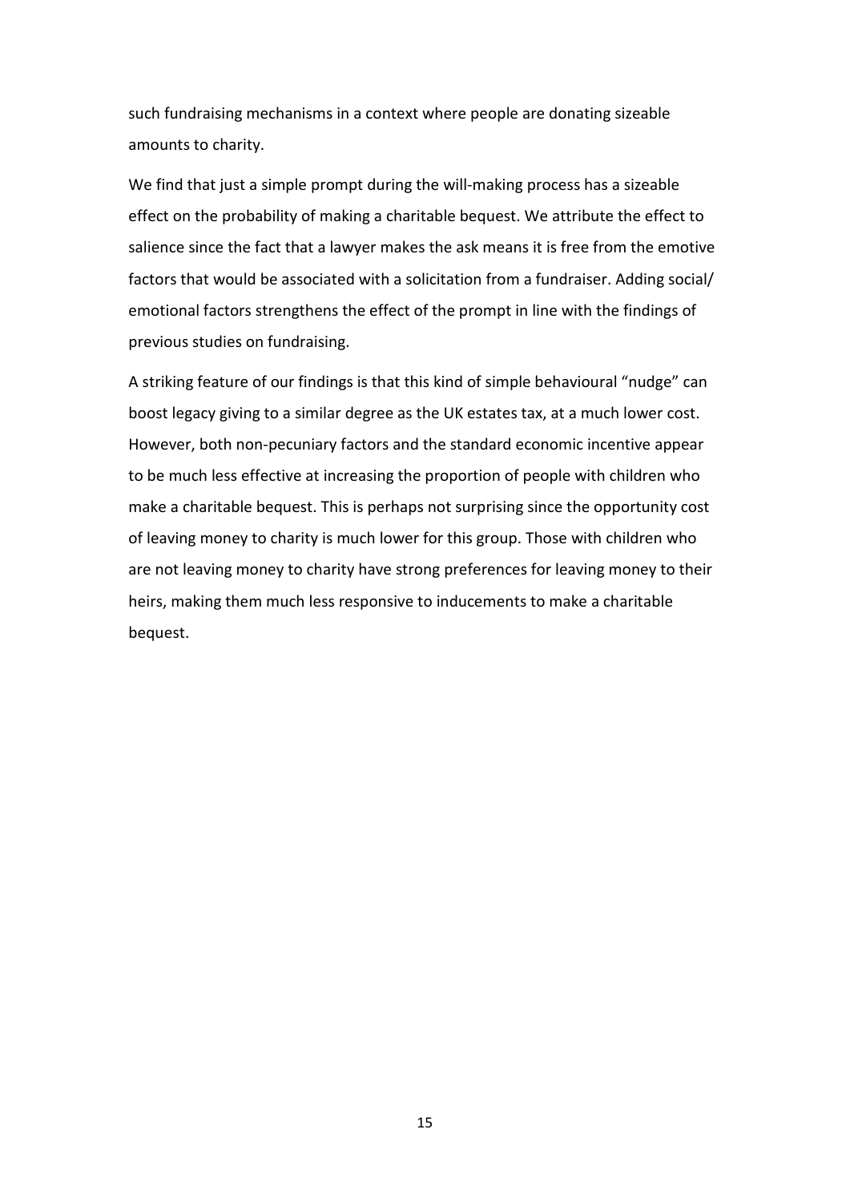such fundraising mechanisms in a context where people are donating sizeable amounts to charity.

We find that just a simple prompt during the will-making process has a sizeable effect on the probability of making a charitable bequest. We attribute the effect to salience since the fact that a lawyer makes the ask means it is free from the emotive factors that would be associated with a solicitation from a fundraiser. Adding social/ emotional factors strengthens the effect of the prompt in line with the findings of previous studies on fundraising.

A striking feature of our findings is that this kind of simple behavioural "nudge" can boost legacy giving to a similar degree as the UK estates tax, at a much lower cost. However, both non-pecuniary factors and the standard economic incentive appear to be much less effective at increasing the proportion of people with children who make a charitable bequest. This is perhaps not surprising since the opportunity cost of leaving money to charity is much lower for this group. Those with children who are not leaving money to charity have strong preferences for leaving money to their heirs, making them much less responsive to inducements to make a charitable bequest.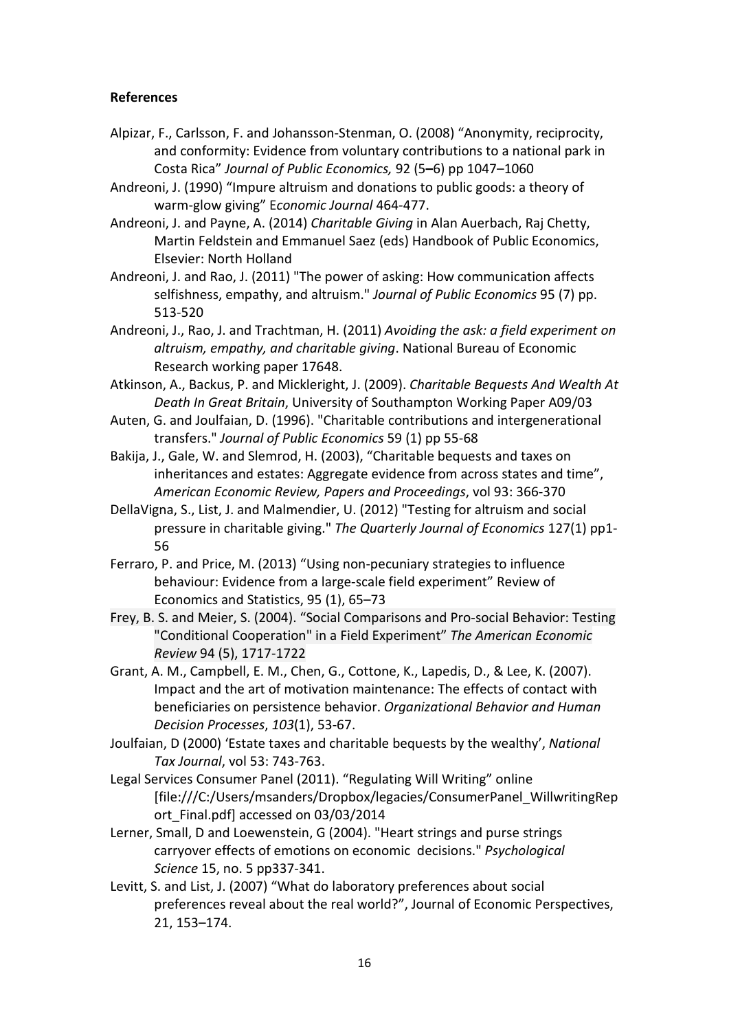**References**

Alpizar, F., Carlsson, F. and Johansson-Stenman, O. (2008) "Anonymity, reciprocity, and conformity: Evidence from voluntary contributions to a national park in Costa Rica" *Journal of Public Economics,* 92 (5–6) pp 1047–1060

Andreoni, J. (1990) "Impure altruism and donations to public goods: a theory of warm-glow giving" E*conomic Journal* 464-477.

Andreoni, J. and Payne, A. (2014) *Charitable Giving* in Alan Auerbach, Raj Chetty, Martin Feldstein and Emmanuel Saez (eds) Handbook of Public Economics, Elsevier: North Holland

Andreoni, J. and Rao, J. (2011) "The power of asking: How communication affects selfishness, empathy, and altruism." *Journal of Public Economics* 95 (7) pp. 513-520

Andreoni, J., Rao, J. and Trachtman, H. (2011) *Avoiding the ask: a field experiment on altruism, empathy, and charitable giving*. National Bureau of Economic Research working paper 17648.

Atkinson, A., Backus, P. and Micklright, J. (2009). *Charitable Bequests And Wealth At Death In Great Britain*, University of Southampton Working Paper A09/03

Auten, G. and Joulfaian, D. (1996). "Charitable contributions and intergenerational transfers." *Journal of Public Economics* 59 (1) pp 55-68

Bakija, J., Gale, W. and Slemrod, H. (2003), "Charitable bequests and taxes on inheritances and estates: Aggregate evidence from across states and time", *American Economic Review, Papers and Proceedings*, vol 93: 366-370

DellaVigna, S., List, J. and Malmendier, U. (2012) "Testing for altruism and social pressure in charitable giving." *The Quarterly Journal of Economics* 127(1) pp1-56

Ferraro, P. and Price, M. (2013) "Using non-pecuniary strategies to influence behaviour: Evidence from a large-scale field experiment" Review of Economics and Statistics, 95 (1), 65–73

Frey, B. S. and Meier, S. (2004). "Social Comparisons and Pro-social Behavior: Testing "Conditional Cooperation" in a Field Experiment" *The American Economic Review* 94 (5), 1717-1722

Grant, A. M., Campbell, E. M., Chen, G., Cottone, K., Lapedis, D., & Lee, K. (2007). Impact and the art of motivation maintenance: The effects of contact with beneficiaries on persistence behavior. *Organizational Behavior and Human Decision Processes*, *103*(1), 53-67.

Joulfaian, D (2000) 'Estate taxes and charitable bequests by the wealthy', *National Tax Journal*, vol 53: 743-763.

Legal Services Consumer Panel (2011). "Regulating Will Writing" online [file:///C:/Users/msanders/Dropbox/legacies/ConsumerPanel_WillwritingReport_Final.pdf] accessed on 03/03/2014

Lerner, Small, D and Loewenstein, G (2004). "Heart strings and purse strings carryover effects of emotions on economic decisions." *Psychological Science* 15, no. 5 pp337-341.

Levitt, S. and List, J. (2007) "What do laboratory preferences about social preferences reveal about the real world?", Journal of Economic Perspectives, 21, 153–174.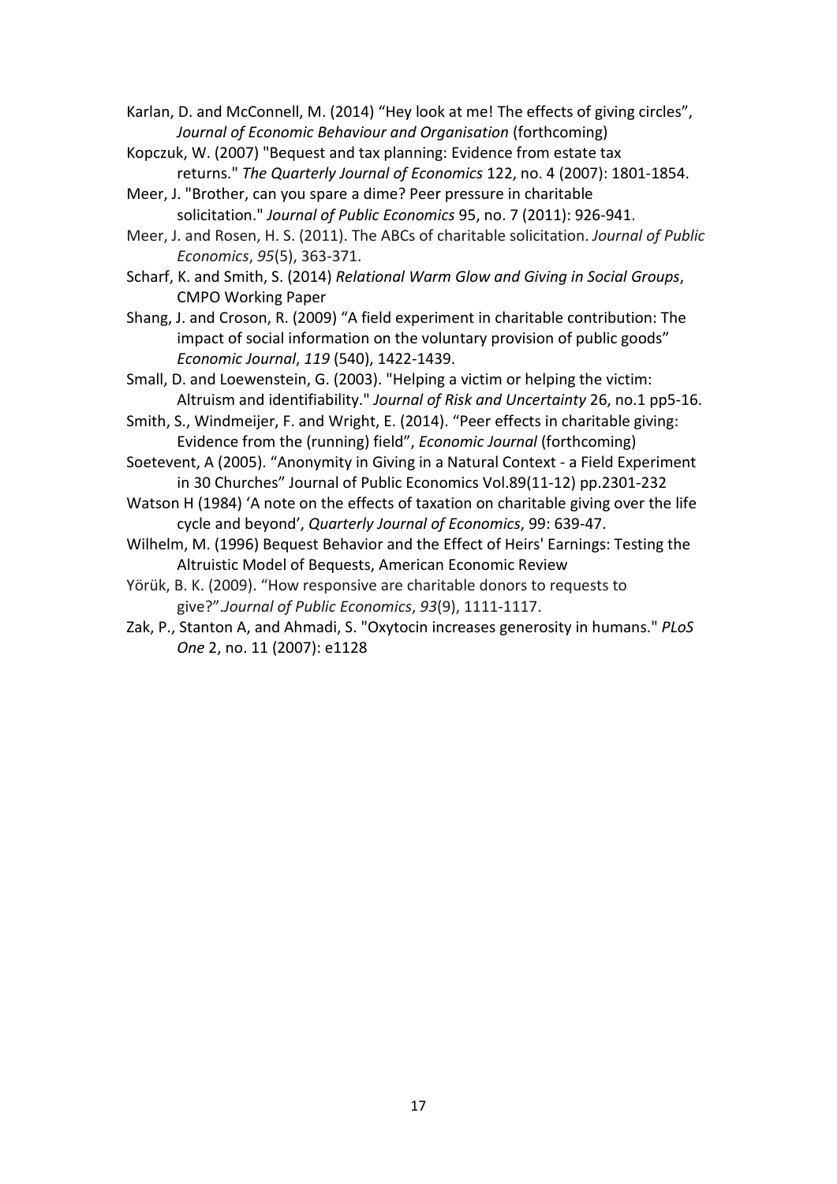Karlan, D. and McConnell, M. (2014) "Hey look at me! The effects of giving circles", *Journal of Economic Behaviour and Organisation* (forthcoming)

Kopczuk, W. (2007) "Bequest and tax planning: Evidence from estate tax returns." *The Quarterly Journal of Economics* 122, no. 4 (2007): 1801-1854.

Meer, J. "Brother, can you spare a dime? Peer pressure in charitable solicitation." *Journal of Public Economics* 95, no. 7 (2011): 926-941.

Meer, J. and Rosen, H. S. (2011). The ABCs of charitable solicitation. *Journal of Public Economics*, *95*(5), 363-371.

Scharf, K. and Smith, S. (2014) *Relational Warm Glow and Giving in Social Groups*, CMPO Working Paper

Shang, J. and Croson, R. (2009) "A field experiment in charitable contribution: The impact of social information on the voluntary provision of public goods" *Economic Journal*, *119* (540), 1422-1439.

Small, D. and Loewenstein, G. (2003). "Helping a victim or helping the victim: Altruism and identifiability." *Journal of Risk and Uncertainty* 26, no.1 pp5-16.

Smith, S., Windmeijer, F. and Wright, E. (2014). "Peer effects in charitable giving: Evidence from the (running) field", *Economic Journal* (forthcoming)

Soetevent, A (2005). "Anonymity in Giving in a Natural Context - a Field Experiment in 30 Churches" Journal of Public Economics Vol.89(11-12) pp.2301-232

Watson H (1984) 'A note on the effects of taxation on charitable giving over the life cycle and beyond', *Quarterly Journal of Economics*, 99: 639-47.

Wilhelm, M. (1996) Bequest Behavior and the Effect of Heirs' Earnings: Testing the Altruistic Model of Bequests, American Economic Review

Yörük, B. K. (2009). "How responsive are charitable donors to requests to give?".*Journal of Public Economics*, *93*(9), 1111-1117.

Zak, P., Stanton A, and Ahmadi, S. "Oxytocin increases generosity in humans." *PLoS One* 2, no. 11 (2007): e1128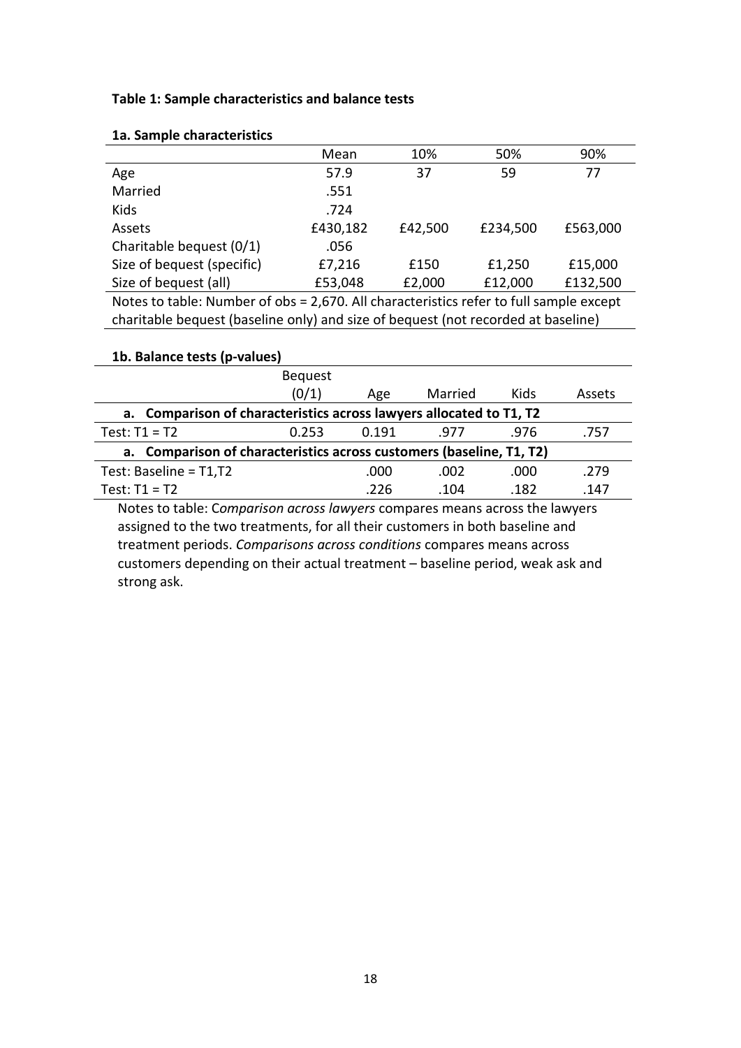**Table 1: Sample characteristics and balance tests**

**1a. Sample characteristics**

| | Mean | 10% | 50% | 90% |
|---|---|---|---|---|
| Age | 57.9 | 37 | 59 | 77 |
| Married | .551 | | | |
| Kids | .724 | | | |
| Assets | £430,182 | £42,500 | £234,500 | £563,000 |
| Charitable bequest (0/1) | .056 | | | |
| Size of bequest (specific) | £7,216 | £150 | £1,250 | £15,000 |
| Size of bequest (all) | £53,048 | £2,000 | £12,000 | £132,500 |

Notes to table: Number of obs = 2,670. All characteristics refer to full sample except charitable bequest (baseline only) and size of bequest (not recorded at baseline)

**1b. Balance tests (p-values)**

| | Bequest (0/1) | Age | Married | Kids | Assets |
|---|---|---|---|---|---|
| **a. Comparison of characteristics across lawyers allocated to T1, T2** | | | | | |
| Test: T1 = T2 | 0.253 | 0.191 | .977 | .976 | .757 |
| **a. Comparison of characteristics across customers (baseline, T1, T2)** | | | | | |
| Test: Baseline = T1,T2 | | .000 | .002 | .000 | .279 |
| Test: T1 = T2 | | .226 | .104 | .182 | .147 |

Notes to table: C*omparison across lawyers* compares means across the lawyers assigned to the two treatments, for all their customers in both baseline and treatment periods. *Comparisons across conditions* compares means across customers depending on their actual treatment – baseline period, weak ask and strong ask.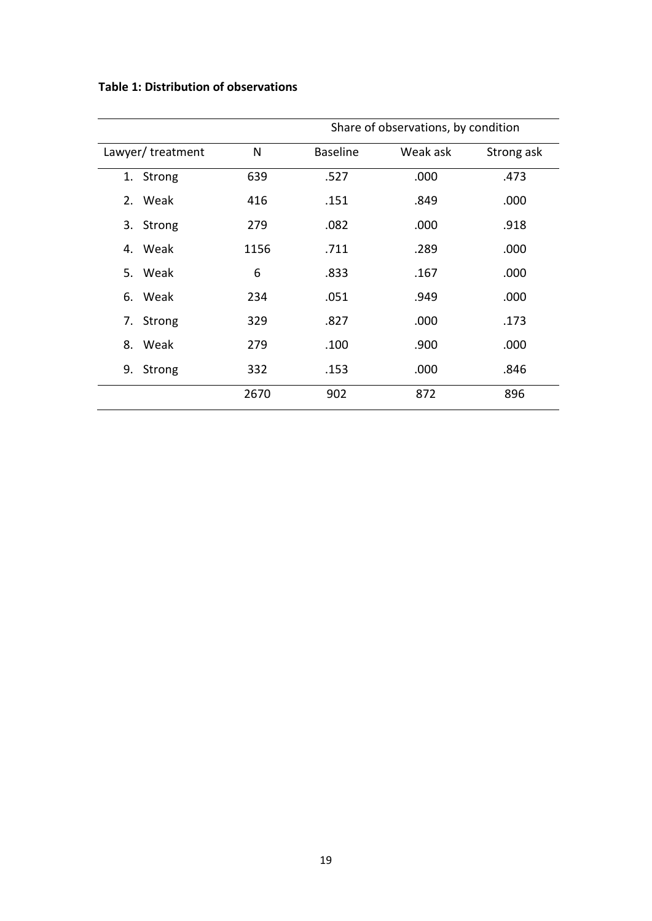**Table 1: Distribution of observations**

| | | Share of observations, by condition | | |
|---|---|---|---|---|
| Lawyer/ treatment | N | Baseline | Weak ask | Strong ask |
| 1. Strong | 639 | .527 | .000 | .473 |
| 2. Weak | 416 | .151 | .849 | .000 |
| 3. Strong | 279 | .082 | .000 | .918 |
| 4. Weak | 1156 | .711 | .289 | .000 |
| 5. Weak | 6 | .833 | .167 | .000 |
| 6. Weak | 234 | .051 | .949 | .000 |
| 7. Strong | 329 | .827 | .000 | .173 |
| 8. Weak | 279 | .100 | .900 | .000 |
| 9. Strong | 332 | .153 | .000 | .846 |
| | 2670 | 902 | 872 | 896 |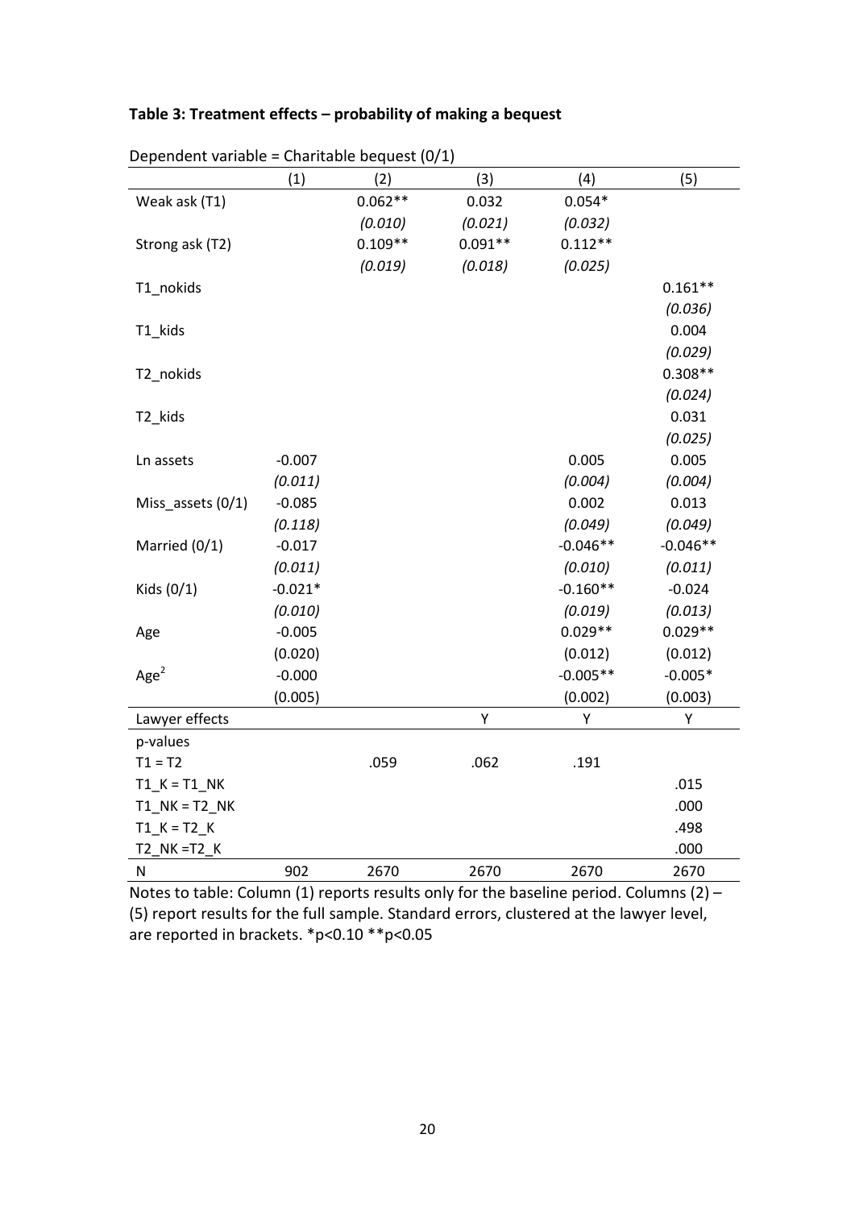**Table 3: Treatment effects – probability of making a bequest**

Dependent variable = Charitable bequest (0/1)

| | (1) | (2) | (3) | (4) | (5) |
|---|---|---|---|---|---|
| Weak ask (T1) | | 0.062** | 0.032 | 0.054* | |
| | | *(0.010)* | *(0.021)* | *(0.032)* | |
| Strong ask (T2) | | 0.109** | 0.091** | 0.112** | |
| | | *(0.019)* | *(0.018)* | *(0.025)* | |
| T1_nokids | | | | | 0.161** |
| | | | | | *(0.036)* |
| T1_kids | | | | | 0.004 |
| | | | | | *(0.029)* |
| T2_nokids | | | | | 0.308** |
| | | | | | *(0.024)* |
| T2_kids | | | | | 0.031 |
| | | | | | *(0.025)* |
| Ln assets | -0.007 | | | 0.005 | 0.005 |
| | *(0.011)* | | | *(0.004)* | *(0.004)* |
| Miss_assets (0/1) | -0.085 | | | 0.002 | 0.013 |
| | *(0.118)* | | | *(0.049)* | *(0.049)* |
| Married (0/1) | -0.017 | | | -0.046** | -0.046** |
| | *(0.011)* | | | *(0.010)* | *(0.011)* |
| Kids (0/1) | -0.021* | | | -0.160** | -0.024 |
| | *(0.010)* | | | *(0.019)* | *(0.013)* |
| Age | -0.005 | | | 0.029** | 0.029** |
| | (0.020) | | | (0.012) | (0.012) |
| $Age^2$ | -0.000 | | | -0.005** | -0.005* |
| | (0.005) | | | (0.002) | (0.003) |
| Lawyer effects | | | Y | Y | Y |
| p-values | | | | | |
| T1 = T2 | | .059 | .062 | .191 | |
| T1_K = T1_NK | | | | | .015 |
| T1_NK = T2_NK | | | | | .000 |
| T1_K = T2_K | | | | | .498 |
| T2_NK =T2_K | | | | | .000 |
| N | 902 | 2670 | 2670 | 2670 | 2670 |

Notes to table: Column (1) reports results only for the baseline period. Columns (2) – (5) report results for the full sample. Standard errors, clustered at the lawyer level, are reported in brackets. *p<0.10 **p<0.05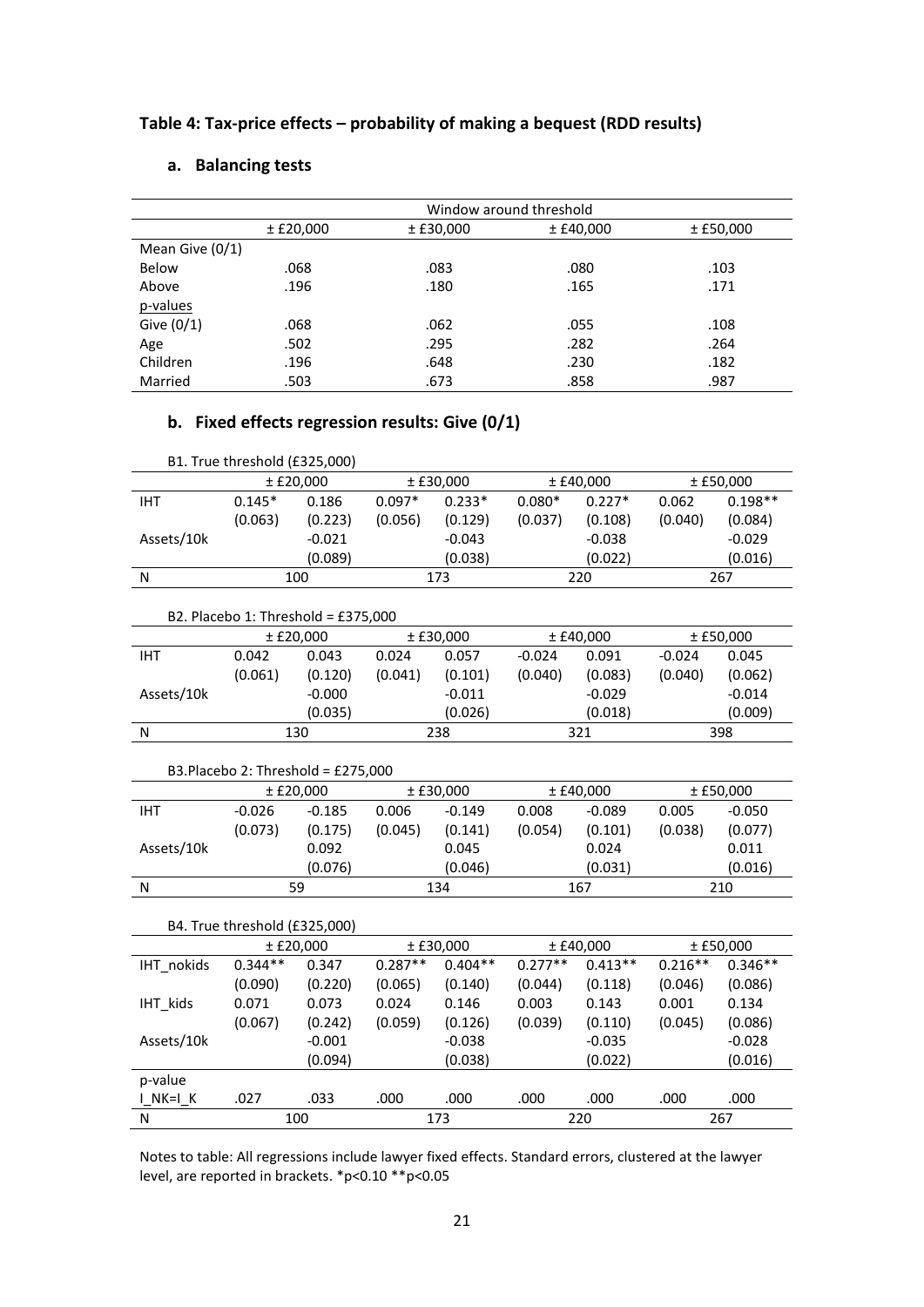## Table 4: Tax-price effects – probability of making a bequest (RDD results)

### a. Balancing tests

| | Window around threshold | | | |
|---|---|---|---|---|
| | ± £20,000 | ± £30,000 | ± £40,000 | ± £50,000 |
| Mean Give (0/1) | | | | |
| Below | .068 | .083 | .080 | .103 |
| Above | .196 | .180 | .165 | .171 |
| p-values | | | | |
| Give (0/1) | .068 | .062 | .055 | .108 |
| Age | .502 | .295 | .282 | .264 |
| Children | .196 | .648 | .230 | .182 |
| Married | .503 | .673 | .858 | .987 |

### b. Fixed effects regression results: Give (0/1)

B1. True threshold (£325,000)

| | ± £20,000 | | ± £30,000 | | ± £40,000 | | ± £50,000 | |
|---|---|---|---|---|---|---|---|---|
| IHT | 0.145* | 0.186 | 0.097* | 0.233* | 0.080* | 0.227* | 0.062 | 0.198** |
| | (0.063) | (0.223) | (0.056) | (0.129) | (0.037) | (0.108) | (0.040) | (0.084) |
| Assets/10k | | -0.021 | | -0.043 | | -0.038 | | -0.029 |
| | | (0.089) | | (0.038) | | (0.022) | | (0.016) |
| N | 100 | | 173 | | 220 | | 267 | |

B2. Placebo 1: Threshold = £375,000

| | ± £20,000 | | ± £30,000 | | ± £40,000 | | ± £50,000 | |
|---|---|---|---|---|---|---|---|---|
| IHT | 0.042 | 0.043 | 0.024 | 0.057 | -0.024 | 0.091 | -0.024 | 0.045 |
| | (0.061) | (0.120) | (0.041) | (0.101) | (0.040) | (0.083) | (0.040) | (0.062) |
| Assets/10k | | -0.000 | | -0.011 | | -0.029 | | -0.014 |
| | | (0.035) | | (0.026) | | (0.018) | | (0.009) |
| N | 130 | | 238 | | 321 | | 398 | |

B3. Placebo 2: Threshold = £275,000

| | ± £20,000 | | ± £30,000 | | ± £40,000 | | ± £50,000 | |
|---|---|---|---|---|---|---|---|---|
| IHT | -0.026 | -0.185 | 0.006 | -0.149 | 0.008 | -0.089 | 0.005 | -0.050 |
| | (0.073) | (0.175) | (0.045) | (0.141) | (0.054) | (0.101) | (0.038) | (0.077) |
| Assets/10k | | 0.092 | | 0.045 | | 0.024 | | 0.011 |
| | | (0.076) | | (0.046) | | (0.031) | | (0.016) |
| N | 59 | | 134 | | 167 | | 210 | |

B4. True threshold (£325,000)

| | ± £20,000 | | ± £30,000 | | ± £40,000 | | ± £50,000 | |
|---|---|---|---|---|---|---|---|---|
| IHT_nokids | 0.344** | 0.347 | 0.287** | 0.404** | 0.277** | 0.413** | 0.216** | 0.346** |
| | (0.090) | (0.220) | (0.065) | (0.140) | (0.044) | (0.118) | (0.046) | (0.086) |
| IHT_kids | 0.071 | 0.073 | 0.024 | 0.146 | 0.003 | 0.143 | 0.001 | 0.134 |
| | (0.067) | (0.242) | (0.059) | (0.126) | (0.039) | (0.110) | (0.045) | (0.086) |
| Assets/10k | | -0.001 | | -0.038 | | -0.035 | | -0.028 |
| | | (0.094) | | (0.038) | | (0.022) | | (0.016) |
| p-value | | | | | | | | |
| I_NK=I_K | .027 | .033 | .000 | .000 | .000 | .000 | .000 | .000 |
| N | 100 | | 173 | | 220 | | 267 | |

Notes to table: All regressions include lawyer fixed effects. Standard errors, clustered at the lawyer level, are reported in brackets. *p<0.10 **p<0.05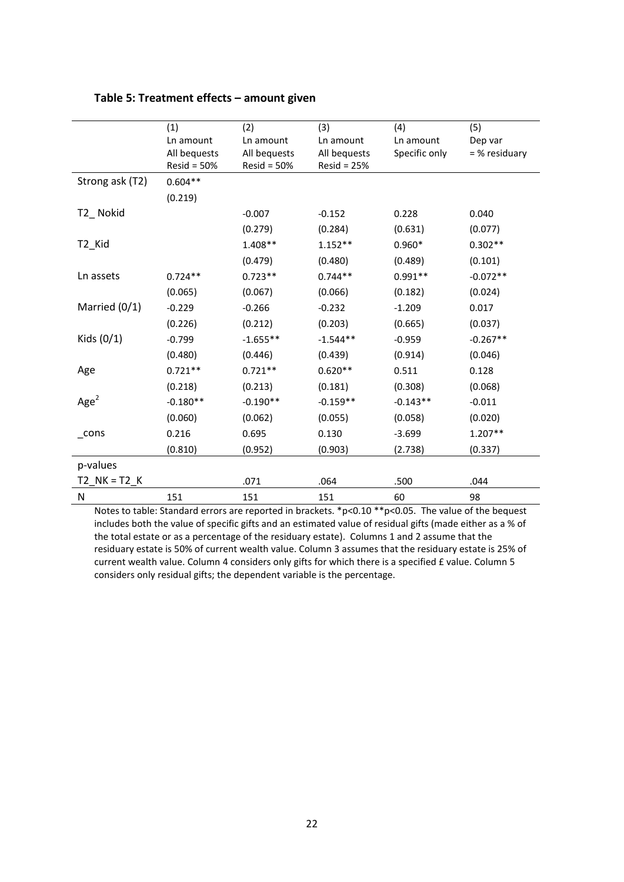**Table 5: Treatment effects – amount given**

| | (1) Ln amount All bequests Resid = 50% | (2) Ln amount All bequests Resid = 50% | (3) Ln amount All bequests Resid = 25% | (4) Ln amount Specific only | (5) Dep var = % residuary |
|---|---|---|---|---|---|
| Strong ask (T2) | 0.604** | | | | |
| | (0.219) | | | | |
| T2_ Nokid | | -0.007 | -0.152 | 0.228 | 0.040 |
| | | (0.279) | (0.284) | (0.631) | (0.077) |
| T2_Kid | | 1.408** | 1.152** | 0.960* | 0.302** |
| | | (0.479) | (0.480) | (0.489) | (0.101) |
| Ln assets | 0.724** | 0.723** | 0.744** | 0.991** | -0.072** |
| | (0.065) | (0.067) | (0.066) | (0.182) | (0.024) |
| Married (0/1) | -0.229 | -0.266 | -0.232 | -1.209 | 0.017 |
| | (0.226) | (0.212) | (0.203) | (0.665) | (0.037) |
| Kids (0/1) | -0.799 | -1.655** | -1.544** | -0.959 | -0.267** |
| | (0.480) | (0.446) | (0.439) | (0.914) | (0.046) |
| Age | 0.721** | 0.721** | 0.620** | 0.511 | 0.128 |
| | (0.218) | (0.213) | (0.181) | (0.308) | (0.068) |
| $Age^2$ | -0.180** | -0.190** | -0.159** | -0.143** | -0.011 |
| | (0.060) | (0.062) | (0.055) | (0.058) | (0.020) |
| _cons | 0.216 | 0.695 | 0.130 | -3.699 | 1.207** |
| | (0.810) | (0.952) | (0.903) | (2.738) | (0.337) |
| p-values | | | | | |
| T2_NK = T2_K | | .071 | .064 | .500 | .044 |
| N | 151 | 151 | 151 | 60 | 98 |

Notes to table: Standard errors are reported in brackets. *p<0.10 **p<0.05. The value of the bequest includes both the value of specific gifts and an estimated value of residual gifts (made either as a % of the total estate or as a percentage of the residuary estate). Columns 1 and 2 assume that the residuary estate is 50% of current wealth value. Column 3 assumes that the residuary estate is 25% of current wealth value. Column 4 considers only gifts for which there is a specified £ value. Column 5 considers only residual gifts; the dependent variable is the percentage.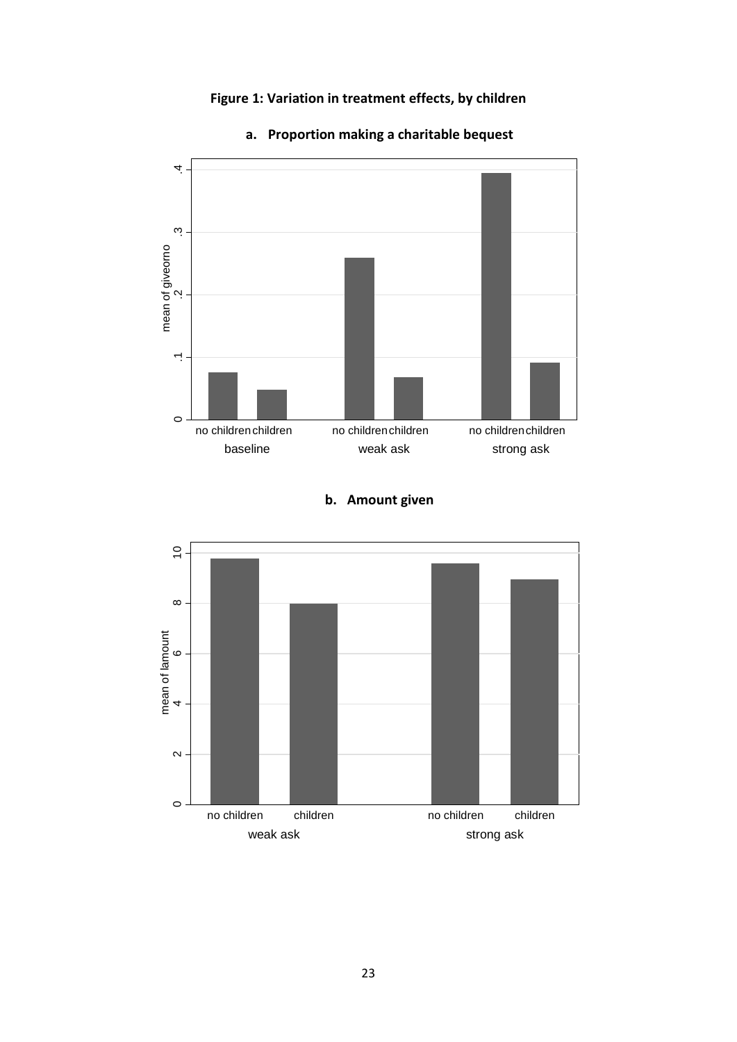**Figure 1: Variation in treatment effects, by children**

**a. Proportion making a charitable bequest**

**b. Amount given**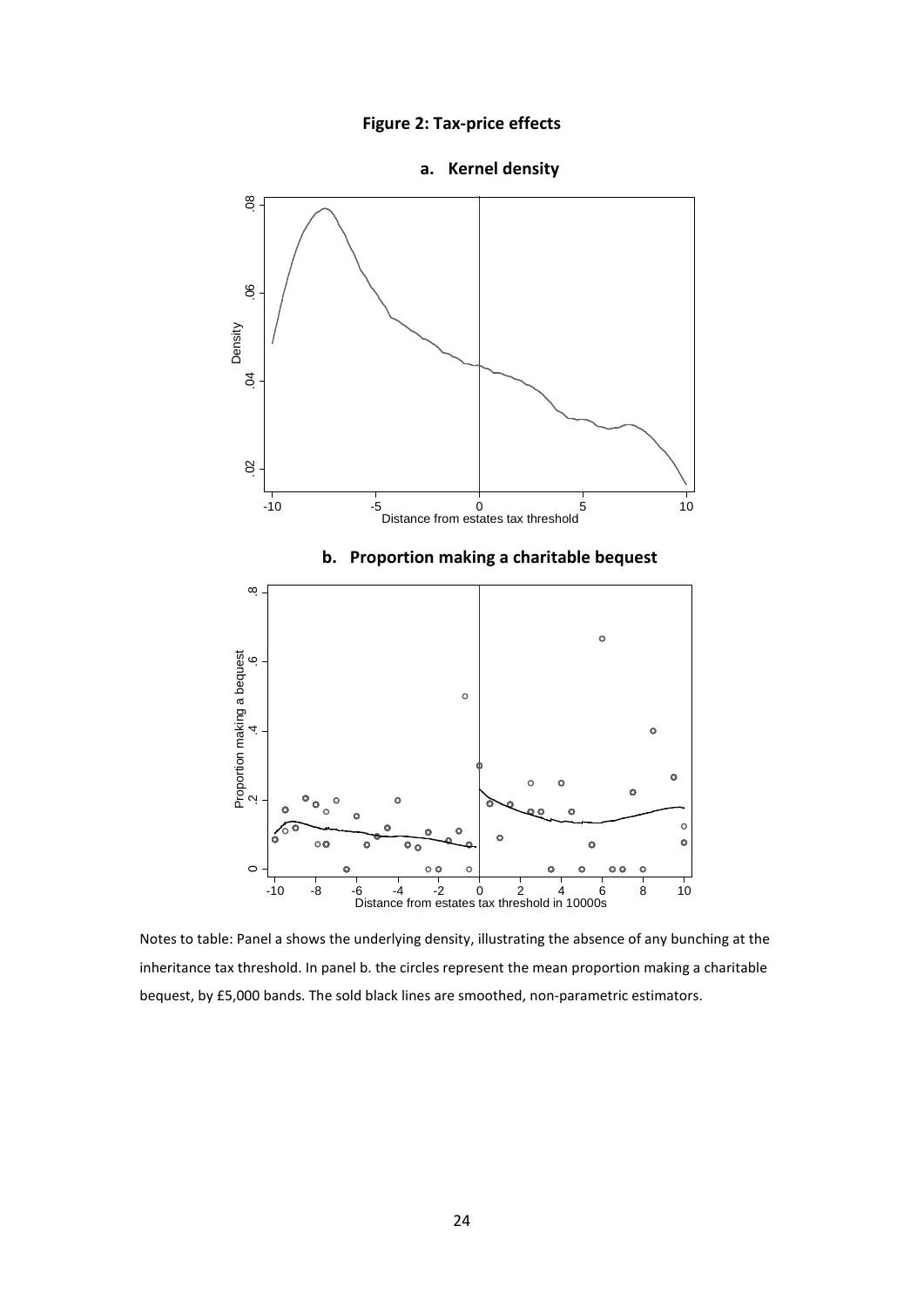**Figure 2: Tax-price effects**

**a. Kernel density**

.08
.06
Density
.04
.02
-10
-5
0
5
10
Distance from estates tax threshold

**b. Proportion making a charitable bequest**

.8
.6
Proportion making a bequest
.4
.2
0
-10
-8
-6
-4
-2
0
2
4
6
8
10
Distance from estates tax threshold in 10000s

Notes to table: Panel a shows the underlying density, illustrating the absence of any bunching at the inheritance tax threshold. In panel b. the circles represent the mean proportion making a charitable bequest, by £5,000 bands. The sold black lines are smoothed, non-parametric estimators.